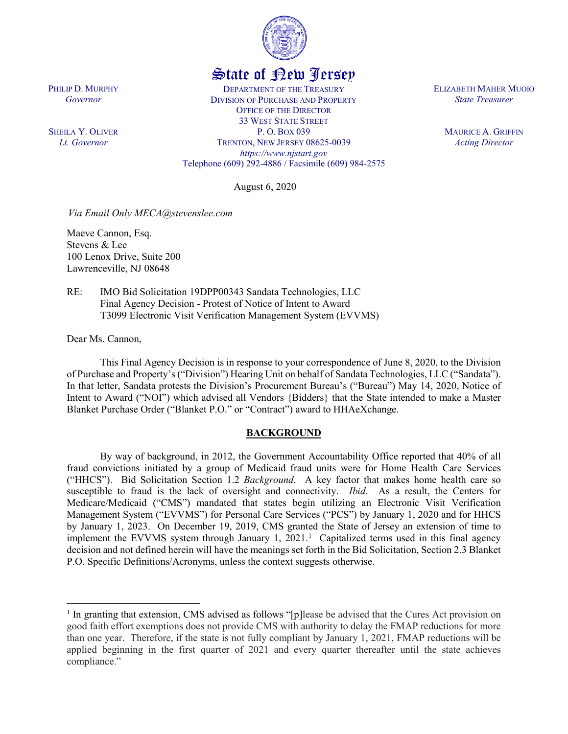# State of New Jersey

PHILIP D. MURPHY
*Governor*

SHEILA Y. OLIVER
*Lt. Governor*

DEPARTMENT OF THE TREASURY
DIVISION OF PURCHASE AND PROPERTY
OFFICE OF THE DIRECTOR
33 WEST STATE STREET
P. O. BOX 039
TRENTON, NEW JERSEY 08625-0039
*https://www.njstart.gov*
Telephone (609) 292-4886 / Facsimile (609) 984-2575

ELIZABETH MAHER MUOIO
*State Treasurer*

MAURICE A. GRIFFIN
*Acting Director*

August 6, 2020

*Via Email Only MECA@stevenslee.com*

Maeve Cannon, Esq.
Stevens & Lee
100 Lenox Drive, Suite 200
Lawrenceville, NJ 08648

RE: IMO Bid Solicitation 19DPP00343 Sandata Technologies, LLC
Final Agency Decision - Protest of Notice of Intent to Award
T3099 Electronic Visit Verification Management System (EVVMS)

Dear Ms. Cannon,

This Final Agency Decision is in response to your correspondence of June 8, 2020, to the Division of Purchase and Property's ("Division") Hearing Unit on behalf of Sandata Technologies, LLC ("Sandata"). In that letter, Sandata protests the Division's Procurement Bureau's ("Bureau") May 14, 2020, Notice of Intent to Award ("NOI") which advised all Vendors {Bidders} that the State intended to make a Master Blanket Purchase Order ("Blanket P.O." or "Contract") award to HHAeXchange.

## BACKGROUND

By way of background, in 2012, the Government Accountability Office reported that 40% of all fraud convictions initiated by a group of Medicaid fraud units were for Home Health Care Services ("HHCS"). Bid Solicitation Section 1.2 *Background*. A key factor that makes home health care so susceptible to fraud is the lack of oversight and connectivity. *Ibid.* As a result, the Centers for Medicare/Medicaid ("CMS") mandated that states begin utilizing an Electronic Visit Verification Management System ("EVVMS") for Personal Care Services ("PCS") by January 1, 2020 and for HHCS by January 1, 2023. On December 19, 2019, CMS granted the State of Jersey an extension of time to implement the EVVMS system through January 1, 2021.[1] Capitalized terms used in this final agency decision and not defined herein will have the meanings set forth in the Bid Solicitation, Section 2.3 Blanket P.O. Specific Definitions/Acronyms, unless the context suggests otherwise.

[1] In granting that extension, CMS advised as follows "[p]lease be advised that the Cures Act provision on good faith effort exemptions does not provide CMS with authority to delay the FMAP reductions for more than one year. Therefore, if the state is not fully compliant by January 1, 2021, FMAP reductions will be applied beginning in the first quarter of 2021 and every quarter thereafter until the state achieves compliance."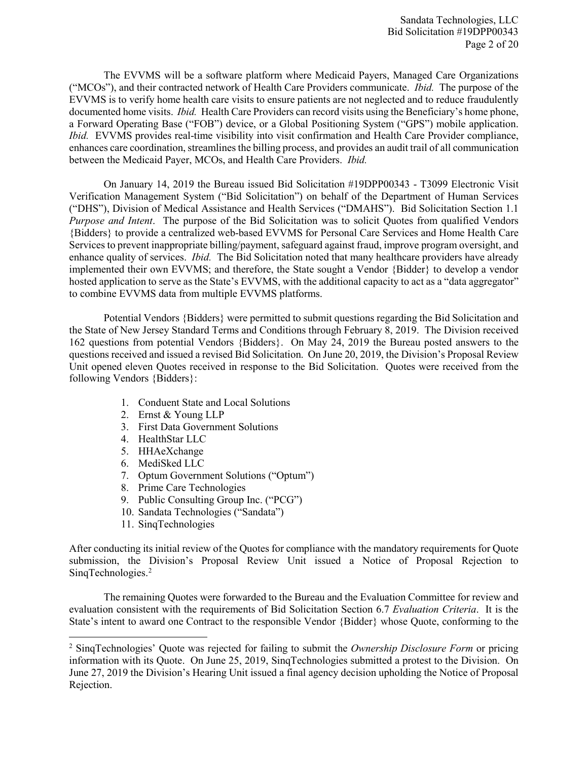The EVVMS will be a software platform where Medicaid Payers, Managed Care Organizations ("MCOs"), and their contracted network of Health Care Providers communicate. *Ibid.* The purpose of the EVVMS is to verify home health care visits to ensure patients are not neglected and to reduce fraudulently documented home visits. *Ibid.* Health Care Providers can record visits using the Beneficiary's home phone, a Forward Operating Base ("FOB") device, or a Global Positioning System ("GPS") mobile application. *Ibid.* EVVMS provides real-time visibility into visit confirmation and Health Care Provider compliance, enhances care coordination, streamlines the billing process, and provides an audit trail of all communication between the Medicaid Payer, MCOs, and Health Care Providers. *Ibid.*

On January 14, 2019 the Bureau issued Bid Solicitation #19DPP00343 - T3099 Electronic Visit Verification Management System ("Bid Solicitation") on behalf of the Department of Human Services ("DHS"), Division of Medical Assistance and Health Services ("DMAHS"). Bid Solicitation Section 1.1 *Purpose and Intent*. The purpose of the Bid Solicitation was to solicit Quotes from qualified Vendors {Bidders} to provide a centralized web-based EVVMS for Personal Care Services and Home Health Care Services to prevent inappropriate billing/payment, safeguard against fraud, improve program oversight, and enhance quality of services. *Ibid.* The Bid Solicitation noted that many healthcare providers have already implemented their own EVVMS; and therefore, the State sought a Vendor {Bidder} to develop a vendor hosted application to serve as the State's EVVMS, with the additional capacity to act as a "data aggregator" to combine EVVMS data from multiple EVVMS platforms.

Potential Vendors {Bidders} were permitted to submit questions regarding the Bid Solicitation and the State of New Jersey Standard Terms and Conditions through February 8, 2019. The Division received 162 questions from potential Vendors {Bidders}. On May 24, 2019 the Bureau posted answers to the questions received and issued a revised Bid Solicitation. On June 20, 2019, the Division's Proposal Review Unit opened eleven Quotes received in response to the Bid Solicitation. Quotes were received from the following Vendors {Bidders}:

1. Conduent State and Local Solutions
2. Ernst & Young LLP
3. First Data Government Solutions
4. HealthStar LLC
5. HHAeXchange
6. MediSked LLC
7. Optum Government Solutions ("Optum")
8. Prime Care Technologies
9. Public Consulting Group Inc. ("PCG")
10. Sandata Technologies ("Sandata")
11. SinqTechnologies

After conducting its initial review of the Quotes for compliance with the mandatory requirements for Quote submission, the Division's Proposal Review Unit issued a Notice of Proposal Rejection to SinqTechnologies.[2]

The remaining Quotes were forwarded to the Bureau and the Evaluation Committee for review and evaluation consistent with the requirements of Bid Solicitation Section 6.7 *Evaluation Criteria*. It is the State's intent to award one Contract to the responsible Vendor {Bidder} whose Quote, conforming to the

---

[2] SinqTechnologies' Quote was rejected for failing to submit the *Ownership Disclosure Form* or pricing information with its Quote. On June 25, 2019, SinqTechnologies submitted a protest to the Division. On June 27, 2019 the Division's Hearing Unit issued a final agency decision upholding the Notice of Proposal Rejection.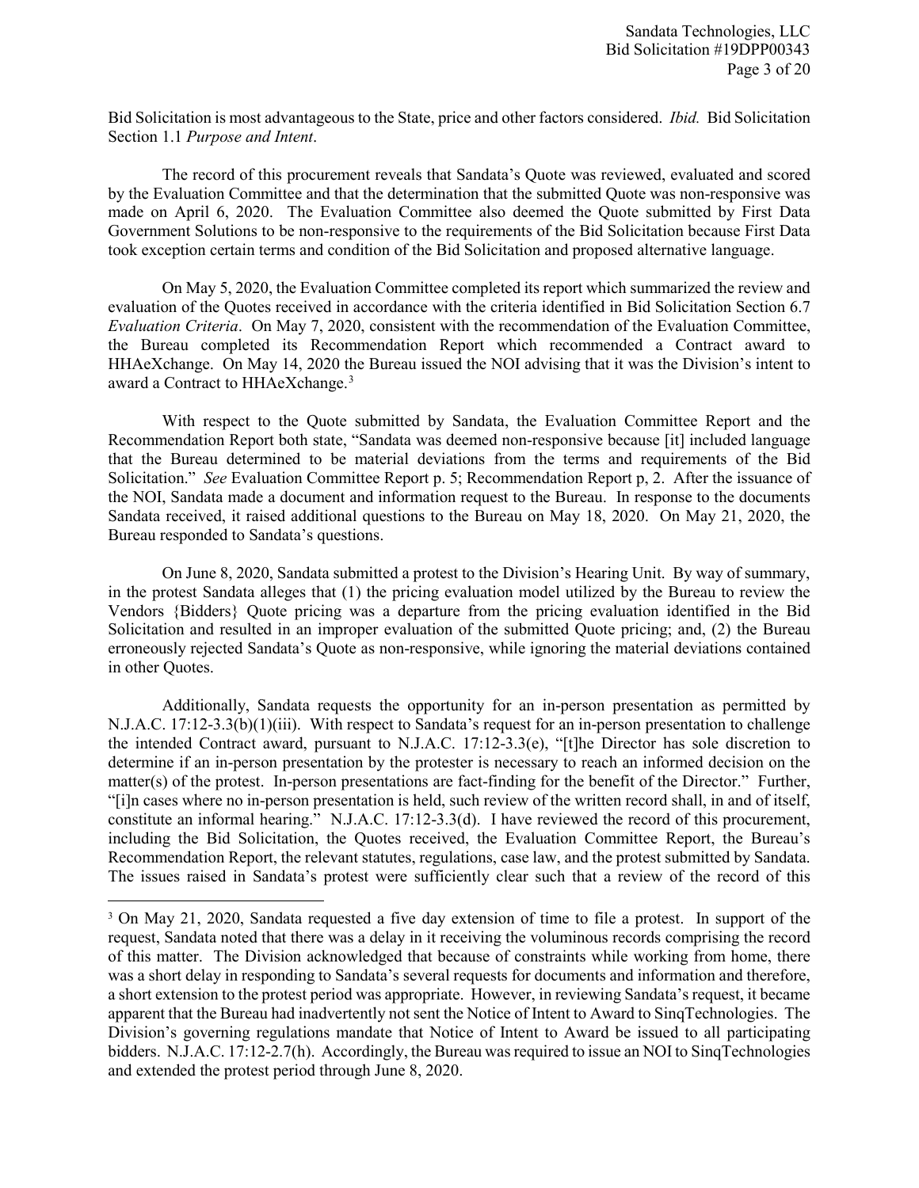Bid Solicitation is most advantageous to the State, price and other factors considered. *Ibid.* Bid Solicitation Section 1.1 *Purpose and Intent*.

The record of this procurement reveals that Sandata's Quote was reviewed, evaluated and scored by the Evaluation Committee and that the determination that the submitted Quote was non-responsive was made on April 6, 2020. The Evaluation Committee also deemed the Quote submitted by First Data Government Solutions to be non-responsive to the requirements of the Bid Solicitation because First Data took exception certain terms and condition of the Bid Solicitation and proposed alternative language.

On May 5, 2020, the Evaluation Committee completed its report which summarized the review and evaluation of the Quotes received in accordance with the criteria identified in Bid Solicitation Section 6.7 *Evaluation Criteria*. On May 7, 2020, consistent with the recommendation of the Evaluation Committee, the Bureau completed its Recommendation Report which recommended a Contract award to HHAeXchange. On May 14, 2020 the Bureau issued the NOI advising that it was the Division's intent to award a Contract to HHAeXchange.[3]

With respect to the Quote submitted by Sandata, the Evaluation Committee Report and the Recommendation Report both state, "Sandata was deemed non-responsive because [it] included language that the Bureau determined to be material deviations from the terms and requirements of the Bid Solicitation." *See* Evaluation Committee Report p. 5; Recommendation Report p, 2. After the issuance of the NOI, Sandata made a document and information request to the Bureau. In response to the documents Sandata received, it raised additional questions to the Bureau on May 18, 2020. On May 21, 2020, the Bureau responded to Sandata's questions.

On June 8, 2020, Sandata submitted a protest to the Division's Hearing Unit. By way of summary, in the protest Sandata alleges that (1) the pricing evaluation model utilized by the Bureau to review the Vendors {Bidders} Quote pricing was a departure from the pricing evaluation identified in the Bid Solicitation and resulted in an improper evaluation of the submitted Quote pricing; and, (2) the Bureau erroneously rejected Sandata's Quote as non-responsive, while ignoring the material deviations contained in other Quotes.

Additionally, Sandata requests the opportunity for an in-person presentation as permitted by N.J.A.C. 17:12-3.3(b)(1)(iii). With respect to Sandata's request for an in-person presentation to challenge the intended Contract award, pursuant to N.J.A.C. 17:12-3.3(e), "[t]he Director has sole discretion to determine if an in-person presentation by the protester is necessary to reach an informed decision on the matter(s) of the protest. In-person presentations are fact-finding for the benefit of the Director." Further, "[i]n cases where no in-person presentation is held, such review of the written record shall, in and of itself, constitute an informal hearing." N.J.A.C. 17:12-3.3(d). I have reviewed the record of this procurement, including the Bid Solicitation, the Quotes received, the Evaluation Committee Report, the Bureau's Recommendation Report, the relevant statutes, regulations, case law, and the protest submitted by Sandata. The issues raised in Sandata's protest were sufficiently clear such that a review of the record of this

---

[3] On May 21, 2020, Sandata requested a five day extension of time to file a protest. In support of the request, Sandata noted that there was a delay in it receiving the voluminous records comprising the record of this matter. The Division acknowledged that because of constraints while working from home, there was a short delay in responding to Sandata's several requests for documents and information and therefore, a short extension to the protest period was appropriate. However, in reviewing Sandata's request, it became apparent that the Bureau had inadvertently not sent the Notice of Intent to Award to SinqTechnologies. The Division's governing regulations mandate that Notice of Intent to Award be issued to all participating bidders. N.J.A.C. 17:12-2.7(h). Accordingly, the Bureau was required to issue an NOI to SinqTechnologies and extended the protest period through June 8, 2020.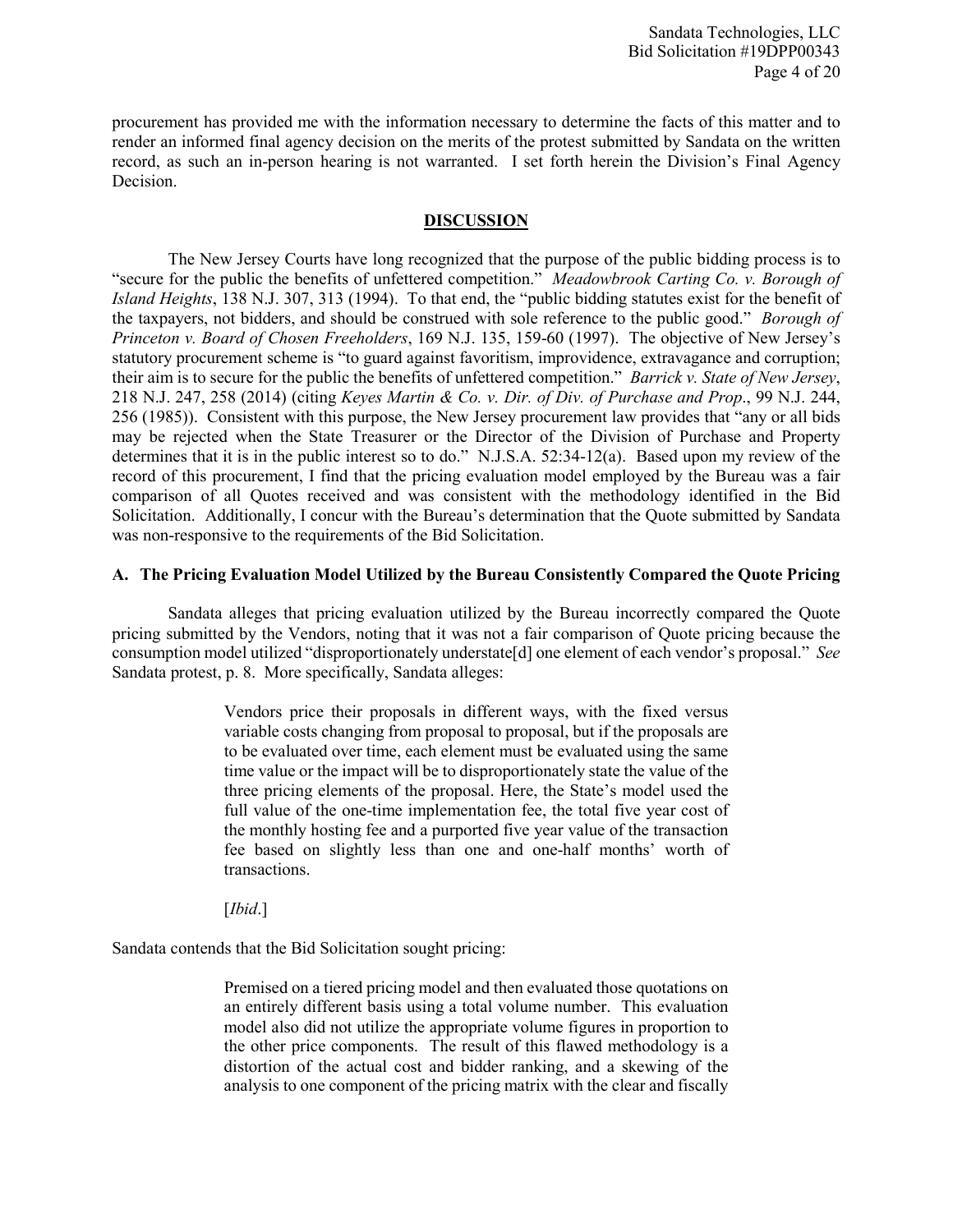procurement has provided me with the information necessary to determine the facts of this matter and to render an informed final agency decision on the merits of the protest submitted by Sandata on the written record, as such an in-person hearing is not warranted. I set forth herein the Division's Final Agency Decision.

## DISCUSSION

The New Jersey Courts have long recognized that the purpose of the public bidding process is to "secure for the public the benefits of unfettered competition." *Meadowbrook Carting Co. v. Borough of Island Heights*, 138 N.J. 307, 313 (1994). To that end, the "public bidding statutes exist for the benefit of the taxpayers, not bidders, and should be construed with sole reference to the public good." *Borough of Princeton v. Board of Chosen Freeholders*, 169 N.J. 135, 159-60 (1997). The objective of New Jersey's statutory procurement scheme is "to guard against favoritism, improvidence, extravagance and corruption; their aim is to secure for the public the benefits of unfettered competition." *Barrick v. State of New Jersey*, 218 N.J. 247, 258 (2014) (citing *Keyes Martin & Co. v. Dir. of Div. of Purchase and Prop*., 99 N.J. 244, 256 (1985)). Consistent with this purpose, the New Jersey procurement law provides that "any or all bids may be rejected when the State Treasurer or the Director of the Division of Purchase and Property determines that it is in the public interest so to do." N.J.S.A. 52:34-12(a). Based upon my review of the record of this procurement, I find that the pricing evaluation model employed by the Bureau was a fair comparison of all Quotes received and was consistent with the methodology identified in the Bid Solicitation. Additionally, I concur with the Bureau's determination that the Quote submitted by Sandata was non-responsive to the requirements of the Bid Solicitation.

### A. The Pricing Evaluation Model Utilized by the Bureau Consistently Compared the Quote Pricing

Sandata alleges that pricing evaluation utilized by the Bureau incorrectly compared the Quote pricing submitted by the Vendors, noting that it was not a fair comparison of Quote pricing because the consumption model utilized "disproportionately understate[d] one element of each vendor's proposal." *See* Sandata protest, p. 8. More specifically, Sandata alleges:

> Vendors price their proposals in different ways, with the fixed versus variable costs changing from proposal to proposal, but if the proposals are to be evaluated over time, each element must be evaluated using the same time value or the impact will be to disproportionately state the value of the three pricing elements of the proposal. Here, the State's model used the full value of the one-time implementation fee, the total five year cost of the monthly hosting fee and a purported five year value of the transaction fee based on slightly less than one and one-half months' worth of transactions.
>
> [*Ibid*.]

Sandata contends that the Bid Solicitation sought pricing:

> Premised on a tiered pricing model and then evaluated those quotations on an entirely different basis using a total volume number. This evaluation model also did not utilize the appropriate volume figures in proportion to the other price components. The result of this flawed methodology is a distortion of the actual cost and bidder ranking, and a skewing of the analysis to one component of the pricing matrix with the clear and fiscally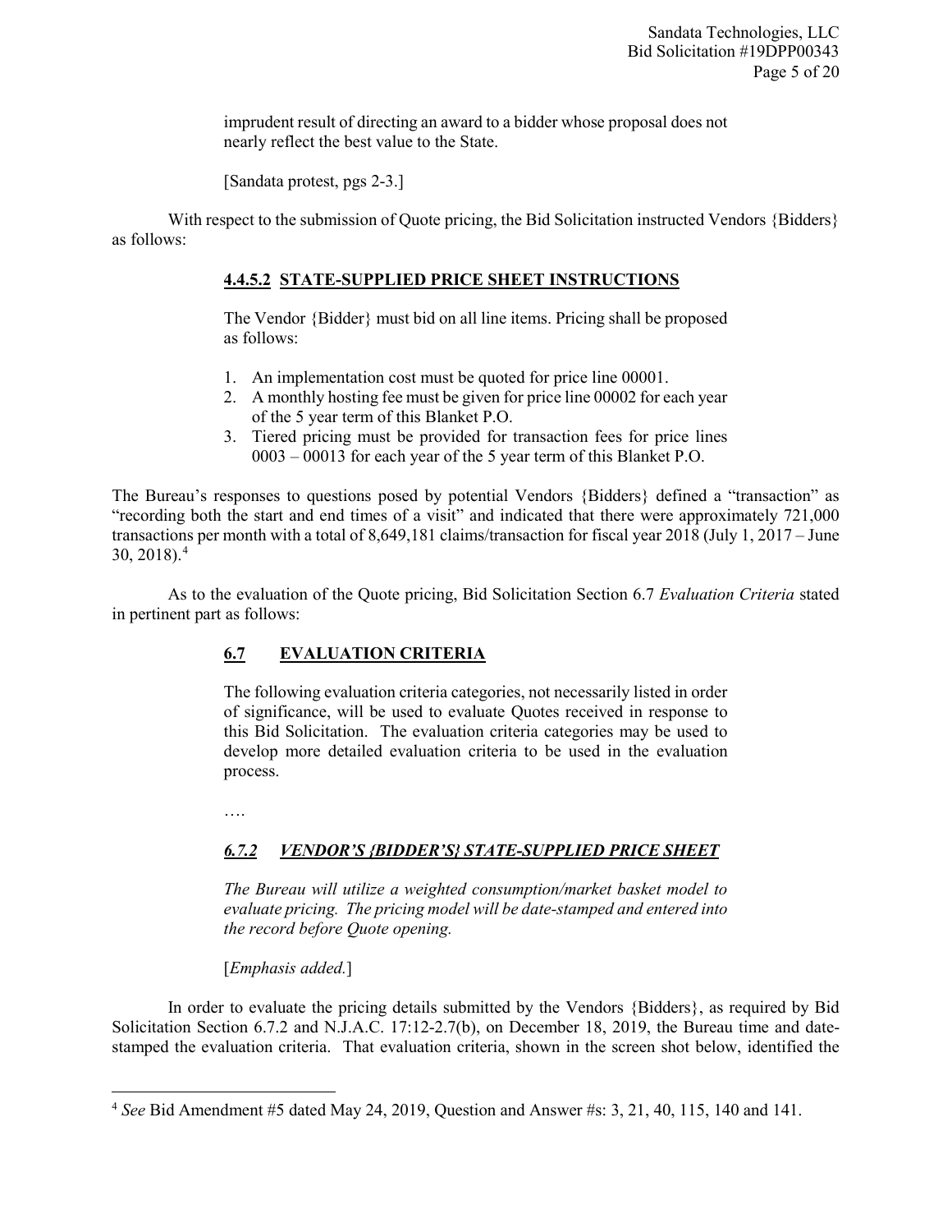imprudent result of directing an award to a bidder whose proposal does not nearly reflect the best value to the State.

[Sandata protest, pgs 2-3.]

With respect to the submission of Quote pricing, the Bid Solicitation instructed Vendors {Bidders} as follows:

> **4.4.5.2 STATE-SUPPLIED PRICE SHEET INSTRUCTIONS**
>
> The Vendor {Bidder} must bid on all line items. Pricing shall be proposed as follows:
>
> 1. An implementation cost must be quoted for price line 00001.
> 2. A monthly hosting fee must be given for price line 00002 for each year of the 5 year term of this Blanket P.O.
> 3. Tiered pricing must be provided for transaction fees for price lines 0003 – 00013 for each year of the 5 year term of this Blanket P.O.

The Bureau's responses to questions posed by potential Vendors {Bidders} defined a "transaction" as "recording both the start and end times of a visit" and indicated that there were approximately 721,000 transactions per month with a total of 8,649,181 claims/transaction for fiscal year 2018 (July 1, 2017 – June 30, 2018).[4]

As to the evaluation of the Quote pricing, Bid Solicitation Section 6.7 *Evaluation Criteria* stated in pertinent part as follows:

> **6.7 EVALUATION CRITERIA**
>
> The following evaluation criteria categories, not necessarily listed in order of significance, will be used to evaluate Quotes received in response to this Bid Solicitation. The evaluation criteria categories may be used to develop more detailed evaluation criteria to be used in the evaluation process.
>
> ….
>
> ***6.7.2 VENDOR'S {BIDDER'S} STATE-SUPPLIED PRICE SHEET***
>
> *The Bureau will utilize a weighted consumption/market basket model to evaluate pricing. The pricing model will be date-stamped and entered into the record before Quote opening.*
>
> [*Emphasis added.*]

In order to evaluate the pricing details submitted by the Vendors {Bidders}, as required by Bid Solicitation Section 6.7.2 and N.J.A.C. 17:12-2.7(b), on December 18, 2019, the Bureau time and date-stamped the evaluation criteria. That evaluation criteria, shown in the screen shot below, identified the

---

[4] *See* Bid Amendment #5 dated May 24, 2019, Question and Answer #s: 3, 21, 40, 115, 140 and 141.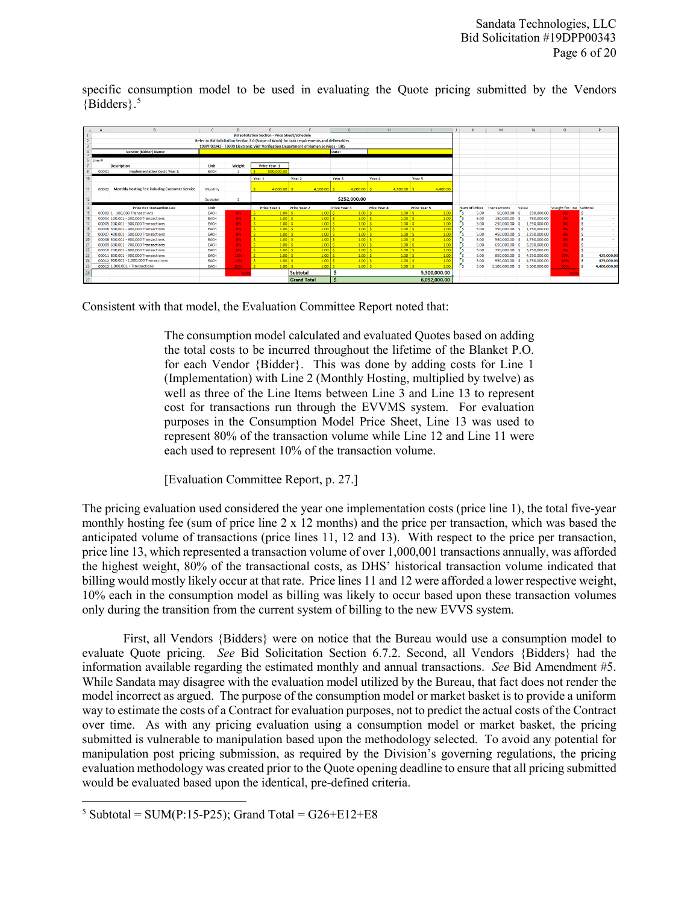specific consumption model to be used in evaluating the Quote pricing submitted by the Vendors {Bidders}.[5]

**Bid Solicitation Section - Price Sheet/Schedule**
Refer to Bid Solicitation Section 3.0 (Scope of Work) for task requirements and deliverables
19DPP00343 - T3099 Electronic Visit Verification Department of Human Services - DHS

Vendor {Bidder} Name: | Date:

| Line # | Description | Unit | Weight | Price Year 1 | | | | |
|---|---|---|---|---|---|---|---|---|
| 00001 | Implementation Costs Year 1 | EACH | 1 | $ 500,000.00 | | | | |

| Line # | Description | Unit | Weight | Year 1 | Year 2 | Year 3 | Year 4 | Year 5 |
|---|---|---|---|---|---|---|---|---|
| 00002 | Monthly Hosting Fee including Customer Service | Monthly | | $ 4,000.00 | $ 4,100.00 | $ 4,200.00 | $ 4,300.00 | $ 4,400.00 |
| | | Subtotal | 1 | $252,000.00 | | | | |

| Line # | Price Per Transaction Fee | Unit | Weight | Price Year 1 | Price Year 2 | Price Year 3 | Price Year 4 | Price Year 5 | Sum of Prices | Transactions | Value | Weight for line | Subtotal |
|---|---|---|---|---|---|---|---|---|---|---|---|---|---|
| 00003 | 1 - 100,000 Transactions | EACH | 0% | $ 1.00 | $ 1.00 | $ 1.00 | $ 1.00 | $ 1.00 | $ 5.00 | 50,000.00 | $ 250,000.00 | 0% | $ - |
| 00004 | 100,001 - 200,000 Transactions | EACH | 0% | $ 1.00 | $ 1.00 | $ 1.00 | $ 1.00 | $ 1.00 | $ 5.00 | 150,000.00 | $ 750,000.00 | 0% | $ - |
| 00005 | 200,001 - 300,000 Transactions | EACH | 0% | $ 1.00 | $ 1.00 | $ 1.00 | $ 1.00 | $ 1.00 | $ 5.00 | 250,000.00 | $ 1,250,000.00 | 0% | $ - |
| 00006 | 300,001 - 400,000 Transactions | EACH | 0% | $ 1.00 | $ 1.00 | $ 1.00 | $ 1.00 | $ 1.00 | $ 5.00 | 350,000.00 | $ 1,750,000.00 | 0% | $ - |
| 00007 | 400,001 - 500,000 Transactions | EACH | 0% | $ 1.00 | $ 1.00 | $ 1.00 | $ 1.00 | $ 1.00 | $ 5.00 | 450,000.00 | $ 2,250,000.00 | 0% | $ - |
| 00008 | 500,001 - 600,000 Transactions | EACH | 0% | $ 1.00 | $ 1.00 | $ 1.00 | $ 1.00 | $ 1.00 | $ 5.00 | 550,000.00 | $ 2,750,000.00 | 0% | $ - |
| 00009 | 600,001 - 700,000 Transactions | EACH | 0% | $ 1.00 | $ 1.00 | $ 1.00 | $ 1.00 | $ 1.00 | $ 5.00 | 650,000.00 | $ 3,250,000.00 | 0% | $ - |
| 00010 | 700,001 - 800,000 Transactions | EACH | 0% | $ 1.00 | $ 1.00 | $ 1.00 | $ 1.00 | $ 1.00 | $ 5.00 | 750,000.00 | $ 3,750,000.00 | 0% | $ - |
| 00011 | 800,001 - 900,000 Transactions | EACH | 10% | $ 1.00 | $ 1.00 | $ 1.00 | $ 1.00 | $ 1.00 | $ 5.00 | 850,000.00 | $ 4,250,000.00 | 10% | $ 425,000.00 |
| 00012 | 900,001 - 1,000,000 Transactions | EACH | 10% | $ 1.00 | $ 1.00 | $ 1.00 | $ 1.00 | $ 1.00 | $ 5.00 | 950,000.00 | $ 4,750,000.00 | 10% | $ 475,000.00 |
| 00013 | 1,000,001 + Transactions | EACH | 80% | $ 1.00 | $ 1.00 | $ 1.00 | $ 1.00 | $ 1.00 | $ 5.00 | 1,100,000.00 | $ 5,500,000.00 | 80% | $ 4,400,000.00 |
| | | | 100% | | Subtotal | $ | | 5,300,000.00 | | | | 100% | |
| | | | | | Grand Total | $ | | 6,052,000.00 | | | | | |

Consistent with that model, the Evaluation Committee Report noted that:

> The consumption model calculated and evaluated Quotes based on adding the total costs to be incurred throughout the lifetime of the Blanket P.O. for each Vendor {Bidder}. This was done by adding costs for Line 1 (Implementation) with Line 2 (Monthly Hosting, multiplied by twelve) as well as three of the Line Items between Line 3 and Line 13 to represent cost for transactions run through the EVVMS system. For evaluation purposes in the Consumption Model Price Sheet, Line 13 was used to represent 80% of the transaction volume while Line 12 and Line 11 were each used to represent 10% of the transaction volume.
>
> [Evaluation Committee Report, p. 27.]

The pricing evaluation used considered the year one implementation costs (price line 1), the total five-year monthly hosting fee (sum of price line 2 x 12 months) and the price per transaction, which was based the anticipated volume of transactions (price lines 11, 12 and 13). With respect to the price per transaction, price line 13, which represented a transaction volume of over 1,000,001 transactions annually, was afforded the highest weight, 80% of the transactional costs, as DHS' historical transaction volume indicated that billing would mostly likely occur at that rate. Price lines 11 and 12 were afforded a lower respective weight, 10% each in the consumption model as billing was likely to occur based upon these transaction volumes only during the transition from the current system of billing to the new EVVS system.

First, all Vendors {Bidders} were on notice that the Bureau would use a consumption model to evaluate Quote pricing. *See* Bid Solicitation Section 6.7.2. Second, all Vendors {Bidders} had the information available regarding the estimated monthly and annual transactions. *See* Bid Amendment #5. While Sandata may disagree with the evaluation model utilized by the Bureau, that fact does not render the model incorrect as argued. The purpose of the consumption model or market basket is to provide a uniform way to estimate the costs of a Contract for evaluation purposes, not to predict the actual costs of the Contract over time. As with any pricing evaluation using a consumption model or market basket, the pricing submitted is vulnerable to manipulation based upon the methodology selected. To avoid any potential for manipulation post pricing submission, as required by the Division's governing regulations, the pricing evaluation methodology was created prior to the Quote opening deadline to ensure that all pricing submitted would be evaluated based upon the identical, pre-defined criteria.

---

[5] Subtotal = SUM(P:15-P25); Grand Total = G26+E12+E8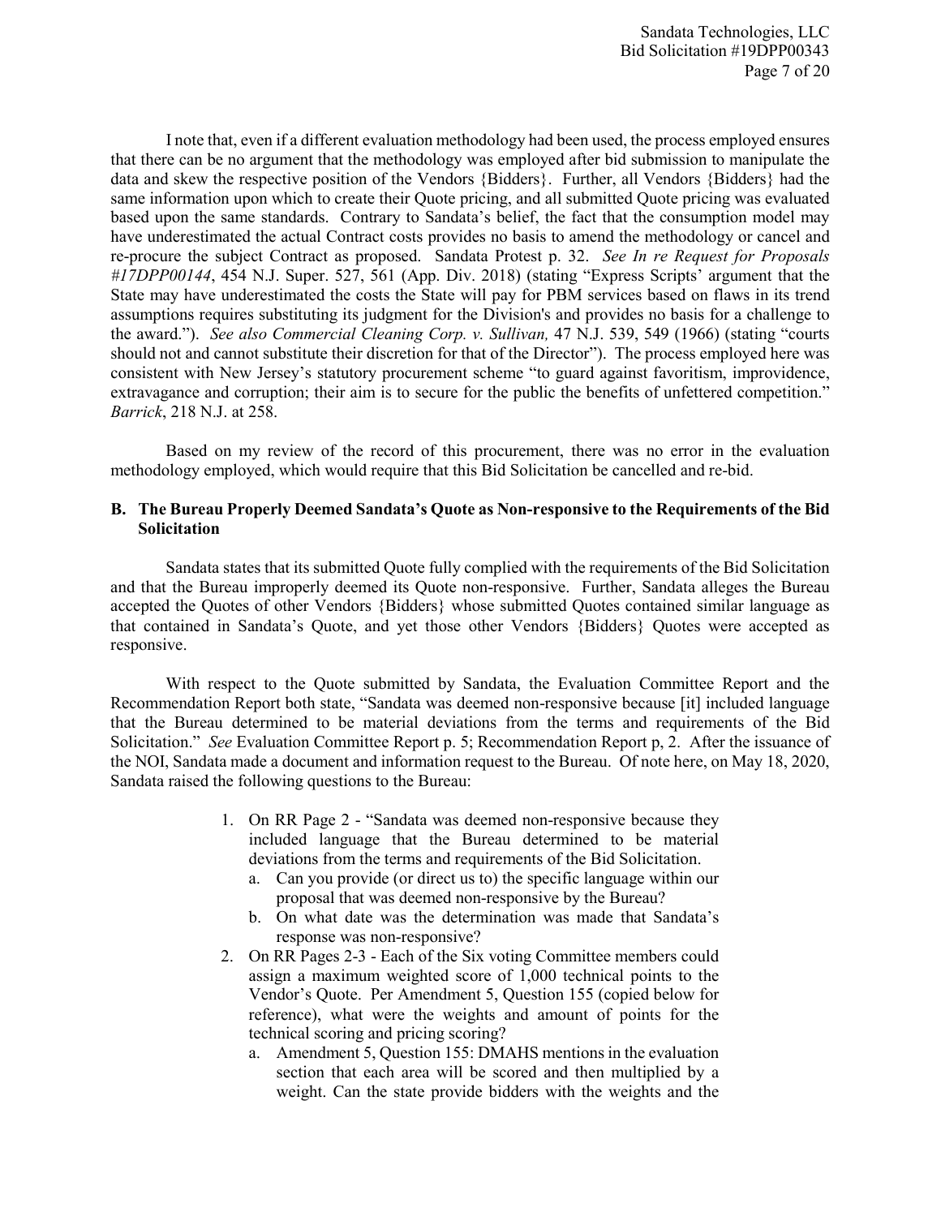I note that, even if a different evaluation methodology had been used, the process employed ensures that there can be no argument that the methodology was employed after bid submission to manipulate the data and skew the respective position of the Vendors {Bidders}. Further, all Vendors {Bidders} had the same information upon which to create their Quote pricing, and all submitted Quote pricing was evaluated based upon the same standards. Contrary to Sandata's belief, the fact that the consumption model may have underestimated the actual Contract costs provides no basis to amend the methodology or cancel and re-procure the subject Contract as proposed. Sandata Protest p. 32. *See In re Request for Proposals #17DPP00144*, 454 N.J. Super. 527, 561 (App. Div. 2018) (stating "Express Scripts' argument that the State may have underestimated the costs the State will pay for PBM services based on flaws in its trend assumptions requires substituting its judgment for the Division's and provides no basis for a challenge to the award."). *See also Commercial Cleaning Corp. v. Sullivan,* 47 N.J. 539, 549 (1966) (stating "courts should not and cannot substitute their discretion for that of the Director"). The process employed here was consistent with New Jersey's statutory procurement scheme "to guard against favoritism, improvidence, extravagance and corruption; their aim is to secure for the public the benefits of unfettered competition." *Barrick*, 218 N.J. at 258.

Based on my review of the record of this procurement, there was no error in the evaluation methodology employed, which would require that this Bid Solicitation be cancelled and re-bid.

**B. The Bureau Properly Deemed Sandata's Quote as Non-responsive to the Requirements of the Bid Solicitation**

Sandata states that its submitted Quote fully complied with the requirements of the Bid Solicitation and that the Bureau improperly deemed its Quote non-responsive. Further, Sandata alleges the Bureau accepted the Quotes of other Vendors {Bidders} whose submitted Quotes contained similar language as that contained in Sandata's Quote, and yet those other Vendors {Bidders} Quotes were accepted as responsive.

With respect to the Quote submitted by Sandata, the Evaluation Committee Report and the Recommendation Report both state, "Sandata was deemed non-responsive because [it] included language that the Bureau determined to be material deviations from the terms and requirements of the Bid Solicitation." *See* Evaluation Committee Report p. 5; Recommendation Report p, 2. After the issuance of the NOI, Sandata made a document and information request to the Bureau. Of note here, on May 18, 2020, Sandata raised the following questions to the Bureau:

> 1. On RR Page 2 - "Sandata was deemed non-responsive because they included language that the Bureau determined to be material deviations from the terms and requirements of the Bid Solicitation.
>     a. Can you provide (or direct us to) the specific language within our proposal that was deemed non-responsive by the Bureau?
>     b. On what date was the determination was made that Sandata's response was non-responsive?
> 2. On RR Pages 2-3 - Each of the Six voting Committee members could assign a maximum weighted score of 1,000 technical points to the Vendor's Quote. Per Amendment 5, Question 155 (copied below for reference), what were the weights and amount of points for the technical scoring and pricing scoring?
>     a. Amendment 5, Question 155: DMAHS mentions in the evaluation section that each area will be scored and then multiplied by a weight. Can the state provide bidders with the weights and the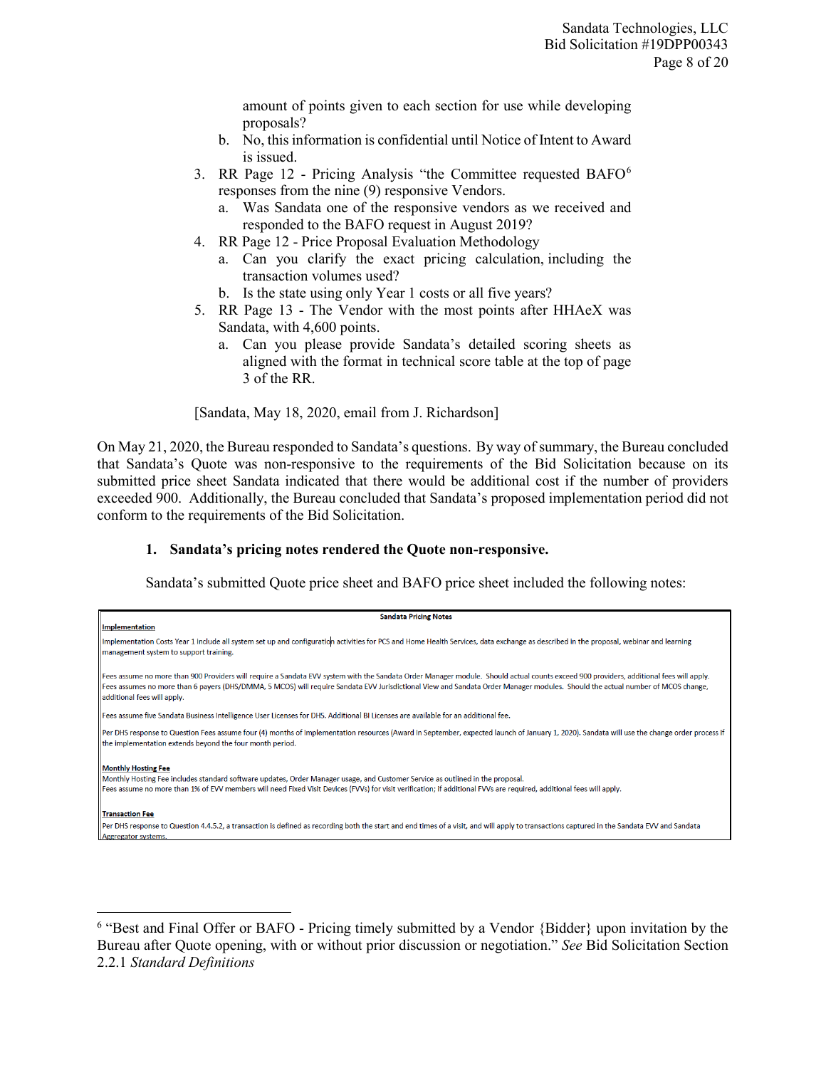amount of points given to each section for use while developing proposals?

   b. No, this information is confidential until Notice of Intent to Award is issued.

3. RR Page 12 - Pricing Analysis "the Committee requested BAFO[6] responses from the nine (9) responsive Vendors.
   a. Was Sandata one of the responsive vendors as we received and responded to the BAFO request in August 2019?
4. RR Page 12 - Price Proposal Evaluation Methodology
   a. Can you clarify the exact pricing calculation, including the transaction volumes used?
   b. Is the state using only Year 1 costs or all five years?
5. RR Page 13 - The Vendor with the most points after HHAeX was Sandata, with 4,600 points.
   a. Can you please provide Sandata's detailed scoring sheets as aligned with the format in technical score table at the top of page 3 of the RR.

[Sandata, May 18, 2020, email from J. Richardson]

On May 21, 2020, the Bureau responded to Sandata's questions. By way of summary, the Bureau concluded that Sandata's Quote was non-responsive to the requirements of the Bid Solicitation because on its submitted price sheet Sandata indicated that there would be additional cost if the number of providers exceeded 900. Additionally, the Bureau concluded that Sandata's proposed implementation period did not conform to the requirements of the Bid Solicitation.

**1. Sandata's pricing notes rendered the Quote non-responsive.**

Sandata's submitted Quote price sheet and BAFO price sheet included the following notes:

| Sandata Pricing Notes |
|---|
| **Implementation** |
| Implementation Costs Year 1 include all system set up and configuration activities for PCS and Home Health Services, data exchange as described in the proposal, webinar and learning management system to support training. |
| Fees assume no more than 900 Providers will require a Sandata EVV system with the Sandata Order Manager module. Should actual counts exceed 900 providers, additional fees will apply. Fees assumes no more than 6 payers (DHS/DMMA, 5 MCOS) will require Sandata EVV Jurisdictional View and Sandata Order Manager modules. Should the actual number of MCOS change, additional fees will apply. |
| Fees assume five Sandata Business Intelligence User Licenses for DHS. Additional BI Licenses are available for an additional fee. |
| Per DHS response to Question Fees assume four (4) months of implementation resources (Award in September, expected launch of January 1, 2020). Sandata will use the change order process if the implementation extends beyond the four month period. |
| **Monthly Hosting Fee** |
| Monthly Hosting Fee includes standard software updates, Order Manager usage, and Customer Service as outlined in the proposal. Fees assume no more than 1% of EVV members will need Fixed Visit Devices (FVVs) for visit verification; if additional FVVs are required, additional fees will apply. |
| **Transaction Fee** |
| Per DHS response to Question 4.4.5.2, a transaction is defined as recording both the start and end times of a visit, and will apply to transactions captured in the Sandata EVV and Sandata Aggregator systems. |

[6] "Best and Final Offer or BAFO - Pricing timely submitted by a Vendor {Bidder} upon invitation by the Bureau after Quote opening, with or without prior discussion or negotiation." *See* Bid Solicitation Section 2.2.1 *Standard Definitions*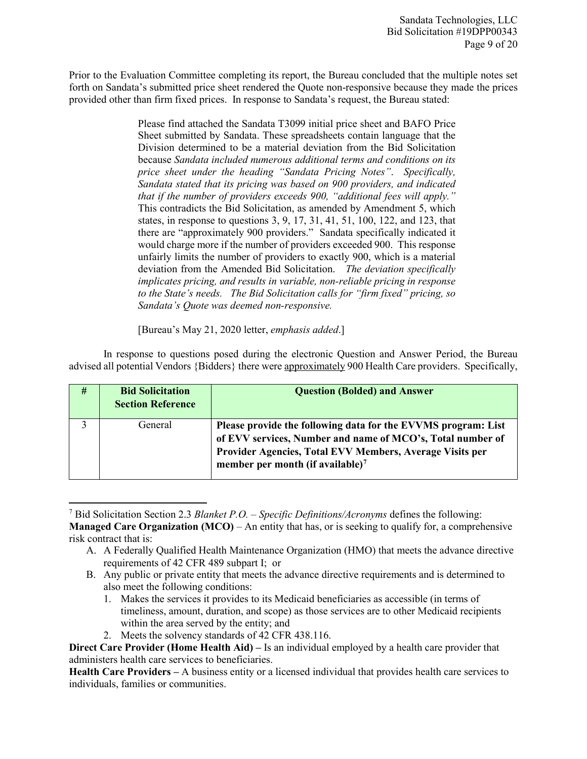Prior to the Evaluation Committee completing its report, the Bureau concluded that the multiple notes set forth on Sandata's submitted price sheet rendered the Quote non-responsive because they made the prices provided other than firm fixed prices. In response to Sandata's request, the Bureau stated:

> Please find attached the Sandata T3099 initial price sheet and BAFO Price Sheet submitted by Sandata. These spreadsheets contain language that the Division determined to be a material deviation from the Bid Solicitation because *Sandata included numerous additional terms and conditions on its price sheet under the heading "Sandata Pricing Notes". Specifically, Sandata stated that its pricing was based on 900 providers, and indicated that if the number of providers exceeds 900, "additional fees will apply."* This contradicts the Bid Solicitation, as amended by Amendment 5, which states, in response to questions 3, 9, 17, 31, 41, 51, 100, 122, and 123, that there are "approximately 900 providers." Sandata specifically indicated it would charge more if the number of providers exceeded 900. This response unfairly limits the number of providers to exactly 900, which is a material deviation from the Amended Bid Solicitation. *The deviation specifically implicates pricing, and results in variable, non-reliable pricing in response to the State's needs. The Bid Solicitation calls for "firm fixed" pricing, so Sandata's Quote was deemed non-responsive.*
>
> [Bureau's May 21, 2020 letter, *emphasis added*.]

In response to questions posed during the electronic Question and Answer Period, the Bureau advised all potential Vendors {Bidders} there were approximately 900 Health Care providers. Specifically,

| # | Bid Solicitation Section Reference | Question (Bolded) and Answer |
|---|---|---|
| 3 | General | **Please provide the following data for the EVVMS program: List of EVV services, Number and name of MCO's, Total number of Provider Agencies, Total EVV Members, Average Visits per member per month (if available)**[7] |

[7] Bid Solicitation Section 2.3 *Blanket P.O. – Specific Definitions/Acronyms* defines the following:
**Managed Care Organization (MCO)** – An entity that has, or is seeking to qualify for, a comprehensive risk contract that is:

A. A Federally Qualified Health Maintenance Organization (HMO) that meets the advance directive requirements of 42 CFR 489 subpart I; or
B. Any public or private entity that meets the advance directive requirements and is determined to also meet the following conditions:
    1. Makes the services it provides to its Medicaid beneficiaries as accessible (in terms of timeliness, amount, duration, and scope) as those services are to other Medicaid recipients within the area served by the entity; and
    2. Meets the solvency standards of 42 CFR 438.116.

**Direct Care Provider (Home Health Aid) –** Is an individual employed by a health care provider that administers health care services to beneficiaries.
**Health Care Providers –** A business entity or a licensed individual that provides health care services to individuals, families or communities.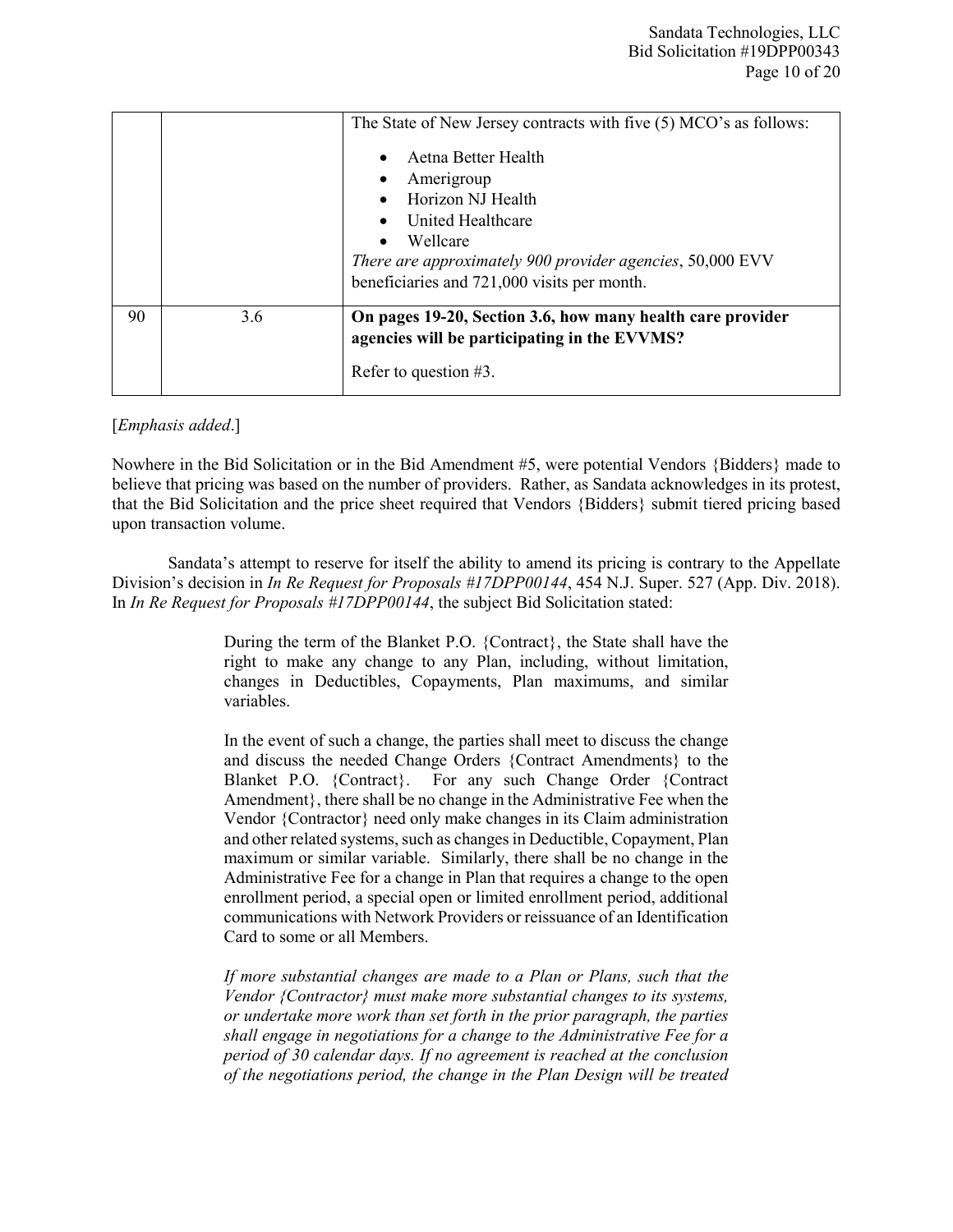| | | |
|---|---|---|
| | | The State of New Jersey contracts with five (5) MCO's as follows:<br><br>• Aetna Better Health<br>• Amerigroup<br>• Horizon NJ Health<br>• United Healthcare<br>• Wellcare<br><br>*There are approximately 900 provider agencies*, 50,000 EVV beneficiaries and 721,000 visits per month. |
| 90 | 3.6 | **On pages 19-20, Section 3.6, how many health care provider agencies will be participating in the EVVMS?**<br><br>Refer to question #3. |

[*Emphasis added*.]

Nowhere in the Bid Solicitation or in the Bid Amendment #5, were potential Vendors {Bidders} made to believe that pricing was based on the number of providers. Rather, as Sandata acknowledges in its protest, that the Bid Solicitation and the price sheet required that Vendors {Bidders} submit tiered pricing based upon transaction volume.

Sandata's attempt to reserve for itself the ability to amend its pricing is contrary to the Appellate Division's decision in *In Re Request for Proposals #17DPP00144*, 454 N.J. Super. 527 (App. Div. 2018). In *In Re Request for Proposals #17DPP00144*, the subject Bid Solicitation stated:

> During the term of the Blanket P.O. {Contract}, the State shall have the right to make any change to any Plan, including, without limitation, changes in Deductibles, Copayments, Plan maximums, and similar variables.
>
> In the event of such a change, the parties shall meet to discuss the change and discuss the needed Change Orders {Contract Amendments} to the Blanket P.O. {Contract}. For any such Change Order {Contract Amendment}, there shall be no change in the Administrative Fee when the Vendor {Contractor} need only make changes in its Claim administration and other related systems, such as changes in Deductible, Copayment, Plan maximum or similar variable. Similarly, there shall be no change in the Administrative Fee for a change in Plan that requires a change to the open enrollment period, a special open or limited enrollment period, additional communications with Network Providers or reissuance of an Identification Card to some or all Members.
>
> *If more substantial changes are made to a Plan or Plans, such that the Vendor {Contractor} must make more substantial changes to its systems, or undertake more work than set forth in the prior paragraph, the parties shall engage in negotiations for a change to the Administrative Fee for a period of 30 calendar days. If no agreement is reached at the conclusion of the negotiations period, the change in the Plan Design will be treated*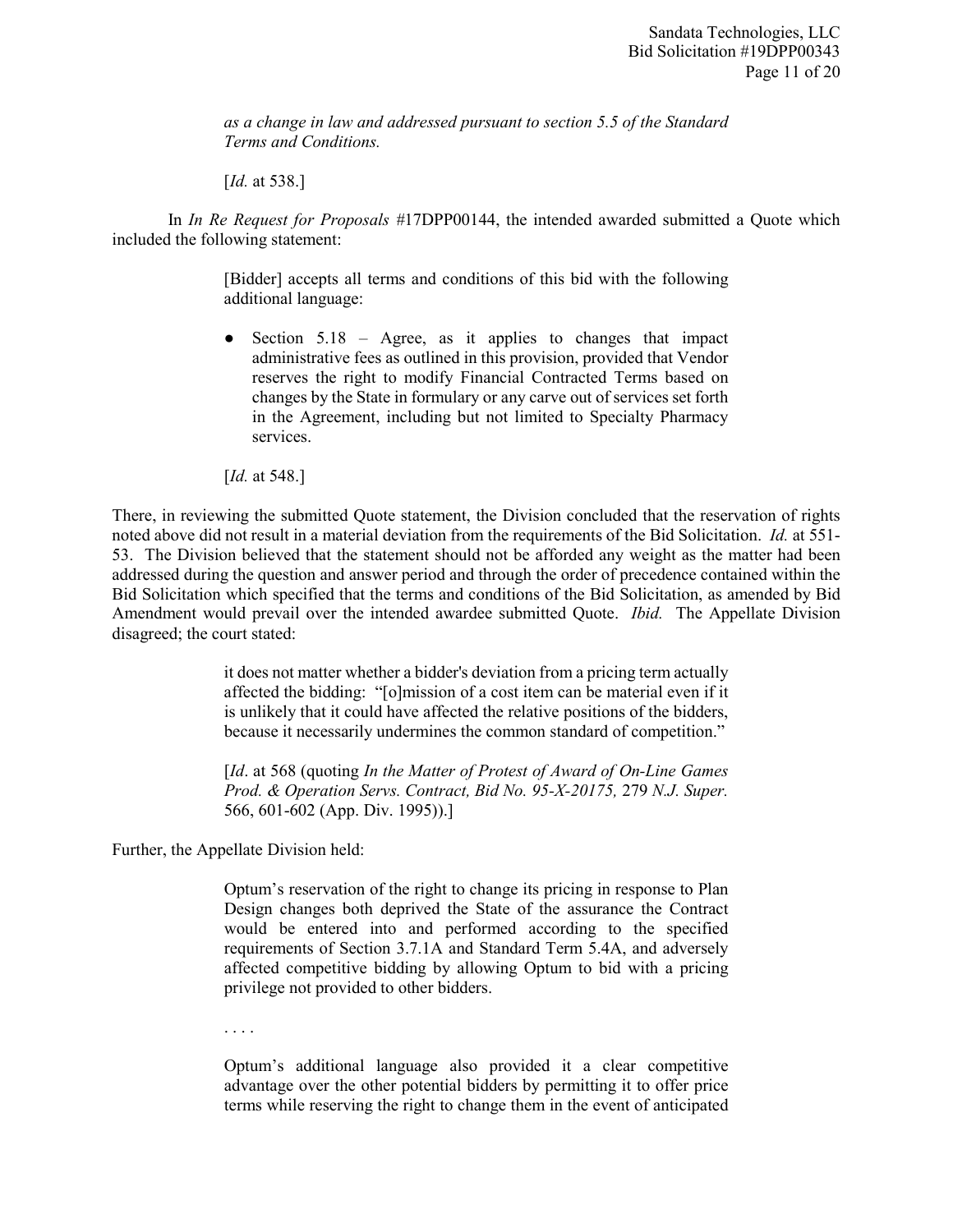> *as a change in law and addressed pursuant to section 5.5 of the Standard Terms and Conditions.*
>
> [*Id.* at 538.]

In *In Re Request for Proposals* #17DPP00144, the intended awarded submitted a Quote which included the following statement:

> [Bidder] accepts all terms and conditions of this bid with the following additional language:
>
> - Section 5.18 – Agree, as it applies to changes that impact administrative fees as outlined in this provision, provided that Vendor reserves the right to modify Financial Contracted Terms based on changes by the State in formulary or any carve out of services set forth in the Agreement, including but not limited to Specialty Pharmacy services.
>
> [*Id.* at 548.]

There, in reviewing the submitted Quote statement, the Division concluded that the reservation of rights noted above did not result in a material deviation from the requirements of the Bid Solicitation. *Id.* at 551-53. The Division believed that the statement should not be afforded any weight as the matter had been addressed during the question and answer period and through the order of precedence contained within the Bid Solicitation which specified that the terms and conditions of the Bid Solicitation, as amended by Bid Amendment would prevail over the intended awardee submitted Quote. *Ibid.* The Appellate Division disagreed; the court stated:

> it does not matter whether a bidder's deviation from a pricing term actually affected the bidding: "[o]mission of a cost item can be material even if it is unlikely that it could have affected the relative positions of the bidders, because it necessarily undermines the common standard of competition."
>
> [*Id*. at 568 (quoting *In the Matter of Protest of Award of On-Line Games Prod. & Operation Servs. Contract, Bid No. 95-X-20175,* 279 *N.J. Super.* 566, 601-602 (App. Div. 1995)).]

Further, the Appellate Division held:

> Optum's reservation of the right to change its pricing in response to Plan Design changes both deprived the State of the assurance the Contract would be entered into and performed according to the specified requirements of Section 3.7.1A and Standard Term 5.4A, and adversely affected competitive bidding by allowing Optum to bid with a pricing privilege not provided to other bidders.
>
> . . . .
>
> Optum's additional language also provided it a clear competitive advantage over the other potential bidders by permitting it to offer price terms while reserving the right to change them in the event of anticipated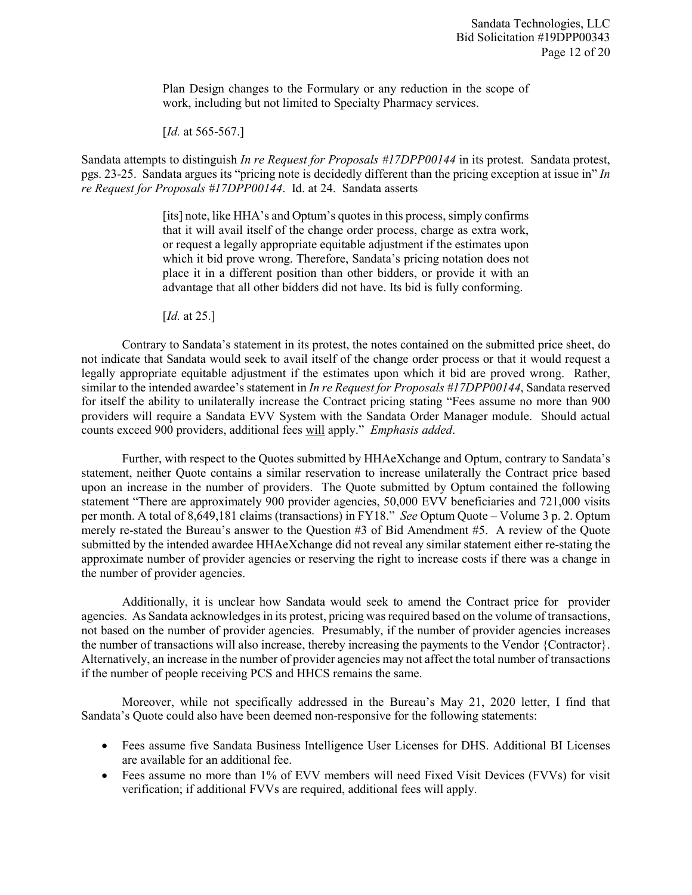> Plan Design changes to the Formulary or any reduction in the scope of work, including but not limited to Specialty Pharmacy services.
>
> [*Id.* at 565-567.]

Sandata attempts to distinguish *In re Request for Proposals #17DPP00144* in its protest. Sandata protest, pgs. 23-25. Sandata argues its "pricing note is decidedly different than the pricing exception at issue in" *In re Request for Proposals #17DPP00144*. Id. at 24. Sandata asserts

> [its] note, like HHA's and Optum's quotes in this process, simply confirms that it will avail itself of the change order process, charge as extra work, or request a legally appropriate equitable adjustment if the estimates upon which it bid prove wrong. Therefore, Sandata's pricing notation does not place it in a different position than other bidders, or provide it with an advantage that all other bidders did not have. Its bid is fully conforming.
>
> [*Id.* at 25.]

Contrary to Sandata's statement in its protest, the notes contained on the submitted price sheet, do not indicate that Sandata would seek to avail itself of the change order process or that it would request a legally appropriate equitable adjustment if the estimates upon which it bid are proved wrong. Rather, similar to the intended awardee's statement in *In re Request for Proposals #17DPP00144*, Sandata reserved for itself the ability to unilaterally increase the Contract pricing stating "Fees assume no more than 900 providers will require a Sandata EVV System with the Sandata Order Manager module. Should actual counts exceed 900 providers, additional fees <u>will</u> apply." *Emphasis added*.

Further, with respect to the Quotes submitted by HHAeXchange and Optum, contrary to Sandata's statement, neither Quote contains a similar reservation to increase unilaterally the Contract price based upon an increase in the number of providers. The Quote submitted by Optum contained the following statement "There are approximately 900 provider agencies, 50,000 EVV beneficiaries and 721,000 visits per month. A total of 8,649,181 claims (transactions) in FY18." *See* Optum Quote – Volume 3 p. 2. Optum merely re-stated the Bureau's answer to the Question #3 of Bid Amendment #5. A review of the Quote submitted by the intended awardee HHAeXchange did not reveal any similar statement either re-stating the approximate number of provider agencies or reserving the right to increase costs if there was a change in the number of provider agencies.

Additionally, it is unclear how Sandata would seek to amend the Contract price for provider agencies. As Sandata acknowledges in its protest, pricing was required based on the volume of transactions, not based on the number of provider agencies. Presumably, if the number of provider agencies increases the number of transactions will also increase, thereby increasing the payments to the Vendor {Contractor}. Alternatively, an increase in the number of provider agencies may not affect the total number of transactions if the number of people receiving PCS and HHCS remains the same.

Moreover, while not specifically addressed in the Bureau's May 21, 2020 letter, I find that Sandata's Quote could also have been deemed non-responsive for the following statements:

- Fees assume five Sandata Business Intelligence User Licenses for DHS. Additional BI Licenses are available for an additional fee.
- Fees assume no more than 1% of EVV members will need Fixed Visit Devices (FVVs) for visit verification; if additional FVVs are required, additional fees will apply.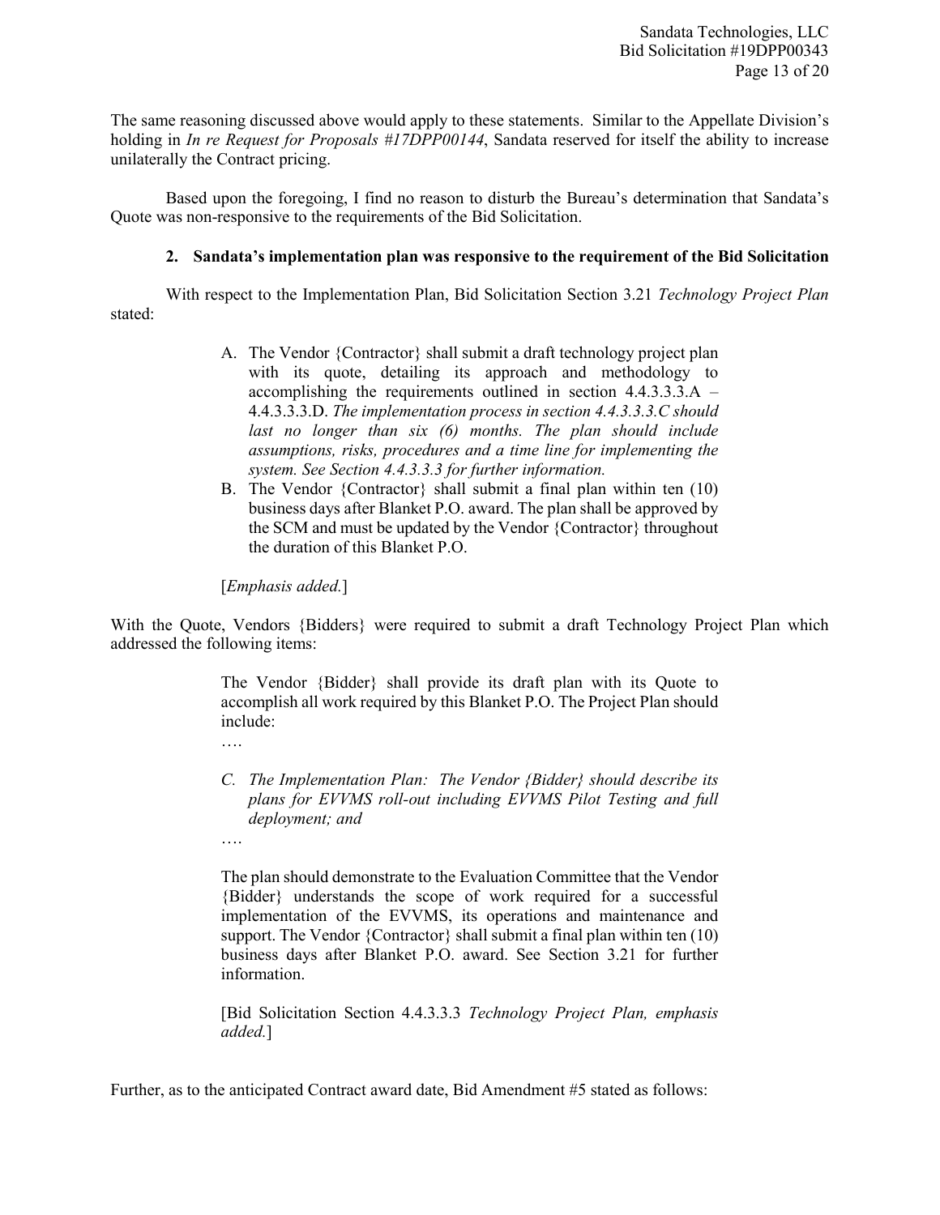The same reasoning discussed above would apply to these statements. Similar to the Appellate Division's holding in *In re Request for Proposals #17DPP00144*, Sandata reserved for itself the ability to increase unilaterally the Contract pricing.

Based upon the foregoing, I find no reason to disturb the Bureau's determination that Sandata's Quote was non-responsive to the requirements of the Bid Solicitation.

**2. Sandata's implementation plan was responsive to the requirement of the Bid Solicitation**

With respect to the Implementation Plan, Bid Solicitation Section 3.21 *Technology Project Plan* stated:

> A. The Vendor {Contractor} shall submit a draft technology project plan with its quote, detailing its approach and methodology to accomplishing the requirements outlined in section 4.4.3.3.3.A – 4.4.3.3.3.D. *The implementation process in section 4.4.3.3.3.C should last no longer than six (6) months. The plan should include assumptions, risks, procedures and a time line for implementing the system. See Section 4.4.3.3.3 for further information.*
>
> B. The Vendor {Contractor} shall submit a final plan within ten (10) business days after Blanket P.O. award. The plan shall be approved by the SCM and must be updated by the Vendor {Contractor} throughout the duration of this Blanket P.O.
>
> [*Emphasis added.*]

With the Quote, Vendors {Bidders} were required to submit a draft Technology Project Plan which addressed the following items:

> The Vendor {Bidder} shall provide its draft plan with its Quote to accomplish all work required by this Blanket P.O. The Project Plan should include:
>
> ….
>
> *C. The Implementation Plan: The Vendor {Bidder} should describe its plans for EVVMS roll-out including EVVMS Pilot Testing and full deployment; and*
>
> ….
>
> The plan should demonstrate to the Evaluation Committee that the Vendor {Bidder} understands the scope of work required for a successful implementation of the EVVMS, its operations and maintenance and support. The Vendor {Contractor} shall submit a final plan within ten (10) business days after Blanket P.O. award. See Section 3.21 for further information.
>
> [Bid Solicitation Section 4.4.3.3.3 *Technology Project Plan, emphasis added.*]

Further, as to the anticipated Contract award date, Bid Amendment #5 stated as follows: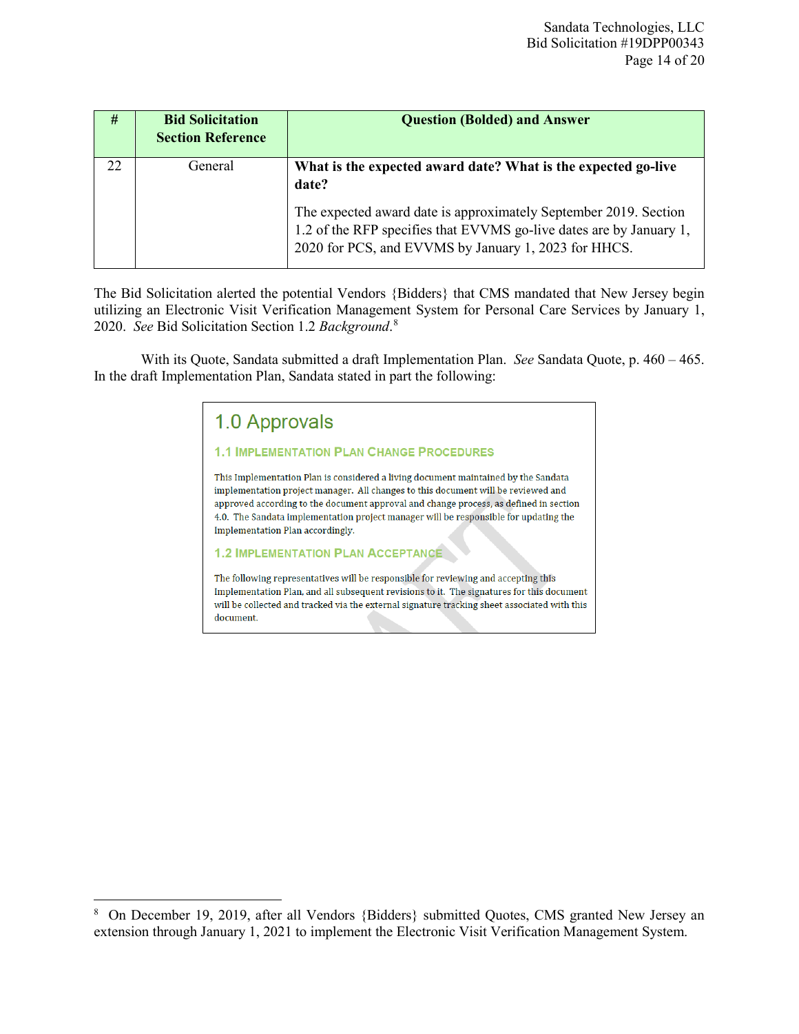| # | Bid Solicitation Section Reference | Question (Bolded) and Answer |
|---|---|---|
| 22 | General | **What is the expected award date? What is the expected go-live date?**<br><br>The expected award date is approximately September 2019. Section 1.2 of the RFP specifies that EVVMS go-live dates are by January 1, 2020 for PCS, and EVVMS by January 1, 2023 for HHCS. |

The Bid Solicitation alerted the potential Vendors {Bidders} that CMS mandated that New Jersey begin utilizing an Electronic Visit Verification Management System for Personal Care Services by January 1, 2020. *See* Bid Solicitation Section 1.2 *Background*.[8]

With its Quote, Sandata submitted a draft Implementation Plan. *See* Sandata Quote, p. 460 – 465. In the draft Implementation Plan, Sandata stated in part the following:

> ## 1.0 Approvals
>
> ### 1.1 Implementation Plan Change Procedures
>
> This Implementation Plan is considered a living document maintained by the Sandata implementation project manager. All changes to this document will be reviewed and approved according to the document approval and change process, as defined in section 4.0. The Sandata implementation project manager will be responsible for updating the Implementation Plan accordingly.
>
> ### 1.2 Implementation Plan Acceptance
>
> The following representatives will be responsible for reviewing and accepting this Implementation Plan, and all subsequent revisions to it. The signatures for this document will be collected and tracked via the external signature tracking sheet associated with this document.

---

[8] On December 19, 2019, after all Vendors {Bidders} submitted Quotes, CMS granted New Jersey an extension through January 1, 2021 to implement the Electronic Visit Verification Management System.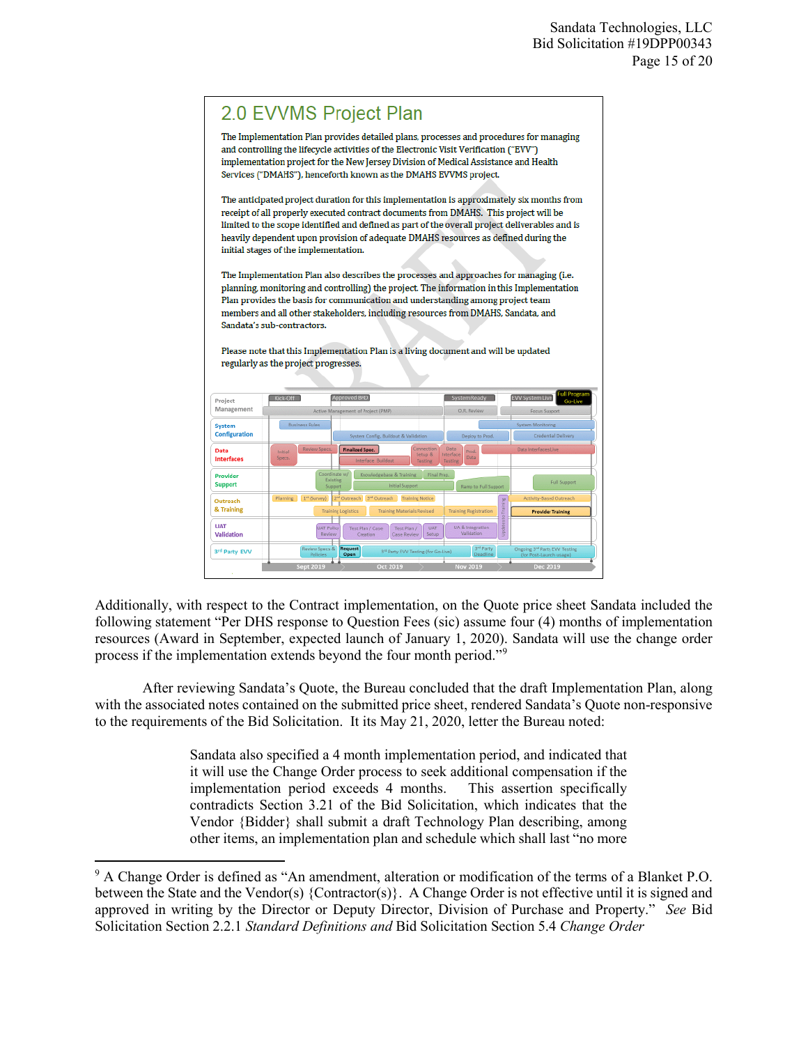## 2.0 EVVMS Project Plan

The Implementation Plan provides detailed plans, processes and procedures for managing and controlling the lifecycle activities of the Electronic Visit Verification ("EVV") implementation project for the New Jersey Division of Medical Assistance and Health Services ("DMAHS"), henceforth known as the DMAHS EVVMS project.

The anticipated project duration for this implementation is approximately six months from receipt of all properly executed contract documents from DMAHS. This project will be limited to the scope identified and defined as part of the overall project deliverables and is heavily dependent upon provision of adequate DMAHS resources as defined during the initial stages of the implementation.

The Implementation Plan also describes the processes and approaches for managing (i.e. planning, monitoring and controlling) the project. The information in this Implementation Plan provides the basis for communication and understanding among project team members and all other stakeholders, including resources from DMAHS, Sandata, and Sandata's sub-contractors.

Please note that this Implementation Plan is a living document and will be updated regularly as the project progresses.

Project Management: Kick-Off; Approved BPD; System Ready; EVV System Live; Full Program Go-Live; Active Management of Project (PMP); O.R. Review; Focus Support

System Configuration: Business Rules; System Config, Buildout & Validation; Deploy to Prod.; System Monitoring; Credential Delivery

Data Interfaces: Initial Specs.; Review Specs.; Finalized Spec.; Interface Buildout; Connection Setup & Testing; Data Interface Testing; Prod. Data; Data Interfaces Live

Provider Support: Coordinate w/ Existing Support; Knowledgebase & Training; Final Prep.; Initial Support; Ramp to Full Support; Full Support

Outreach & Training: Planning; 1st (Survey); 2nd Outreach; 3rd Outreach; Training Notice; Training Logistics; Training Materials Revised; Training Registration; Webinar Training; Activity-Based Outreach; Provider Training

UAT Validation: UAT Policy Review; Test Plan / Case Creation; Test Plan / Case Review; UAT Setup; UA & Integration Validation

3rd Party EVV: Review Specs & Policies; Request Open; 3rd Party EVV Testing (for Go-Live); 3rd Party Deadline; Ongoing 3rd Party EVV Testing (for Post-Launch usage)

Sept 2019 | Oct 2019 | Nov 2019 | Dec 2019

Additionally, with respect to the Contract implementation, on the Quote price sheet Sandata included the following statement "Per DHS response to Question Fees (sic) assume four (4) months of implementation resources (Award in September, expected launch of January 1, 2020). Sandata will use the change order process if the implementation extends beyond the four month period."[9]

After reviewing Sandata's Quote, the Bureau concluded that the draft Implementation Plan, along with the associated notes contained on the submitted price sheet, rendered Sandata's Quote non-responsive to the requirements of the Bid Solicitation. It its May 21, 2020, letter the Bureau noted:

> Sandata also specified a 4 month implementation period, and indicated that it will use the Change Order process to seek additional compensation if the implementation period exceeds 4 months. This assertion specifically contradicts Section 3.21 of the Bid Solicitation, which indicates that the Vendor {Bidder} shall submit a draft Technology Plan describing, among other items, an implementation plan and schedule which shall last "no more

[9] A Change Order is defined as "An amendment, alteration or modification of the terms of a Blanket P.O. between the State and the Vendor(s) {Contractor(s)}. A Change Order is not effective until it is signed and approved in writing by the Director or Deputy Director, Division of Purchase and Property." *See* Bid Solicitation Section 2.2.1 *Standard Definitions and* Bid Solicitation Section 5.4 *Change Order*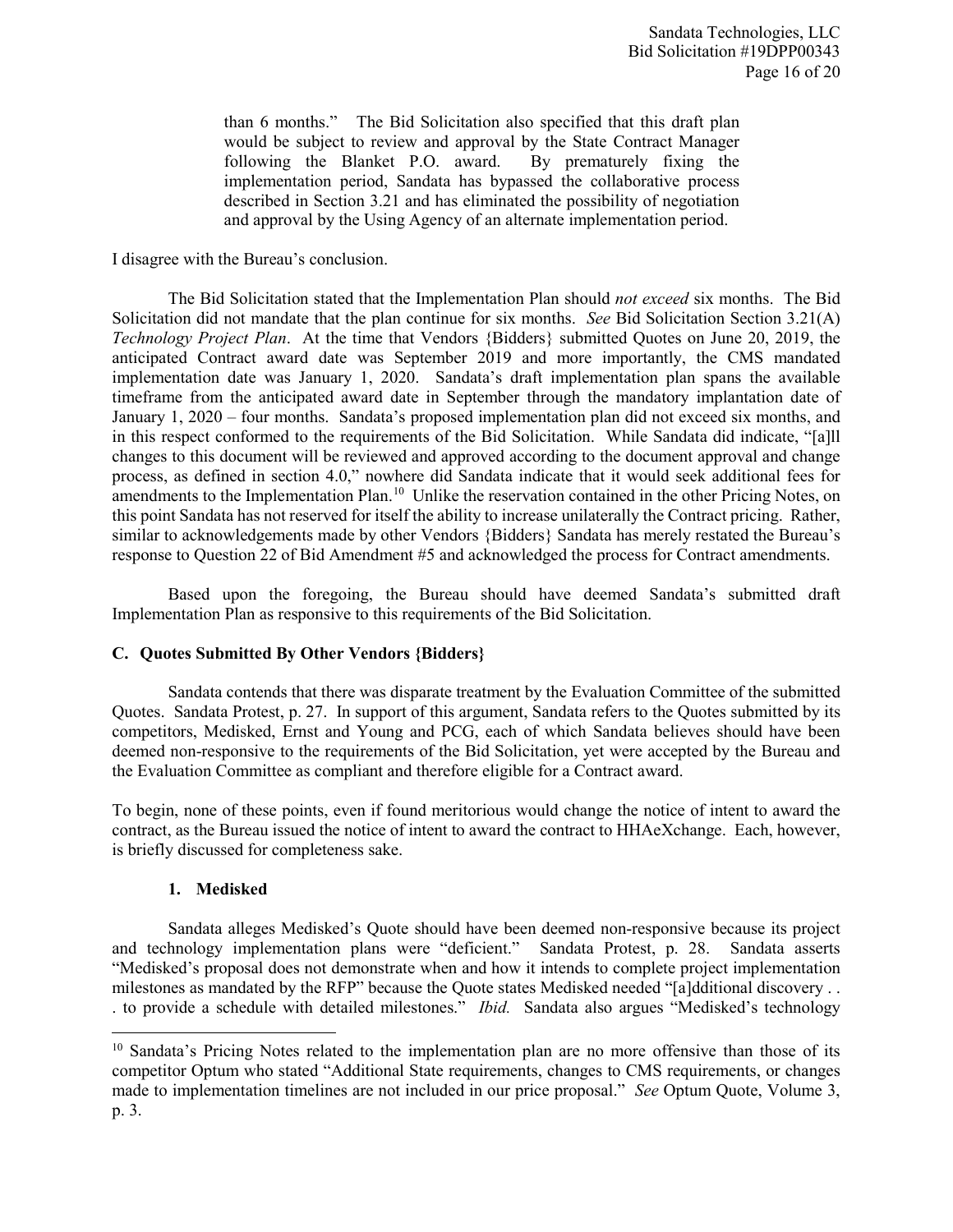than 6 months." The Bid Solicitation also specified that this draft plan would be subject to review and approval by the State Contract Manager following the Blanket P.O. award. By prematurely fixing the implementation period, Sandata has bypassed the collaborative process described in Section 3.21 and has eliminated the possibility of negotiation and approval by the Using Agency of an alternate implementation period.

I disagree with the Bureau's conclusion.

The Bid Solicitation stated that the Implementation Plan should *not exceed* six months. The Bid Solicitation did not mandate that the plan continue for six months. *See* Bid Solicitation Section 3.21(A) *Technology Project Plan*. At the time that Vendors {Bidders} submitted Quotes on June 20, 2019, the anticipated Contract award date was September 2019 and more importantly, the CMS mandated implementation date was January 1, 2020. Sandata's draft implementation plan spans the available timeframe from the anticipated award date in September through the mandatory implantation date of January 1, 2020 – four months. Sandata's proposed implementation plan did not exceed six months, and in this respect conformed to the requirements of the Bid Solicitation. While Sandata did indicate, "[a]ll changes to this document will be reviewed and approved according to the document approval and change process, as defined in section 4.0," nowhere did Sandata indicate that it would seek additional fees for amendments to the Implementation Plan.[10] Unlike the reservation contained in the other Pricing Notes, on this point Sandata has not reserved for itself the ability to increase unilaterally the Contract pricing. Rather, similar to acknowledgements made by other Vendors {Bidders} Sandata has merely restated the Bureau's response to Question 22 of Bid Amendment #5 and acknowledged the process for Contract amendments.

Based upon the foregoing, the Bureau should have deemed Sandata's submitted draft Implementation Plan as responsive to this requirements of the Bid Solicitation.

### C. Quotes Submitted By Other Vendors {Bidders}

Sandata contends that there was disparate treatment by the Evaluation Committee of the submitted Quotes. Sandata Protest, p. 27. In support of this argument, Sandata refers to the Quotes submitted by its competitors, Medisked, Ernst and Young and PCG, each of which Sandata believes should have been deemed non-responsive to the requirements of the Bid Solicitation, yet were accepted by the Bureau and the Evaluation Committee as compliant and therefore eligible for a Contract award.

To begin, none of these points, even if found meritorious would change the notice of intent to award the contract, as the Bureau issued the notice of intent to award the contract to HHAeXchange. Each, however, is briefly discussed for completeness sake.

#### 1. Medisked

Sandata alleges Medisked's Quote should have been deemed non-responsive because its project and technology implementation plans were "deficient." Sandata Protest, p. 28. Sandata asserts "Medisked's proposal does not demonstrate when and how it intends to complete project implementation milestones as mandated by the RFP" because the Quote states Medisked needed "[a]dditional discovery . . . to provide a schedule with detailed milestones." *Ibid.* Sandata also argues "Medisked's technology

---

[10] Sandata's Pricing Notes related to the implementation plan are no more offensive than those of its competitor Optum who stated "Additional State requirements, changes to CMS requirements, or changes made to implementation timelines are not included in our price proposal." *See* Optum Quote, Volume 3, p. 3.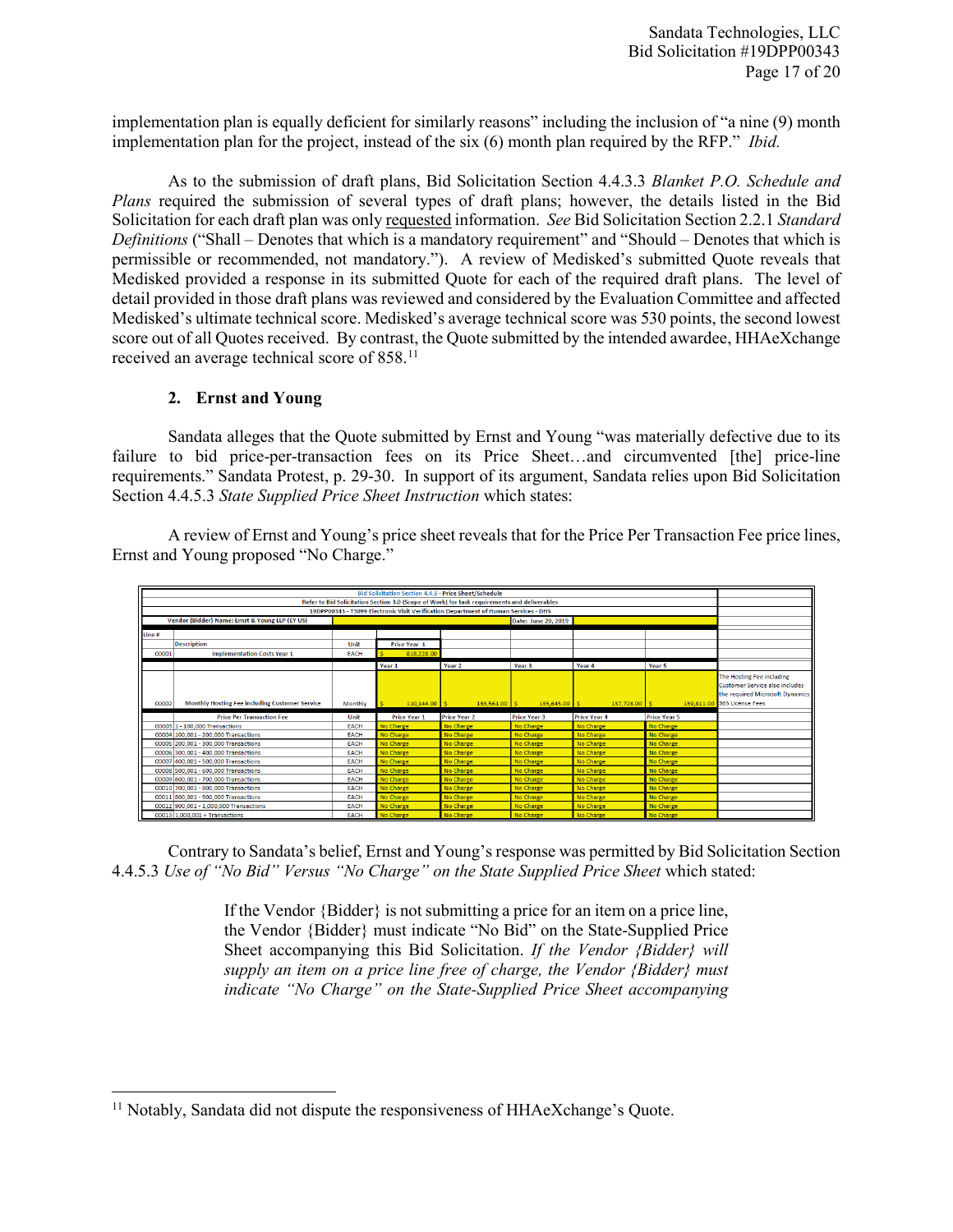implementation plan is equally deficient for similarly reasons" including the inclusion of "a nine (9) month implementation plan for the project, instead of the six (6) month plan required by the RFP." *Ibid.*

As to the submission of draft plans, Bid Solicitation Section 4.4.3.3 *Blanket P.O. Schedule and Plans* required the submission of several types of draft plans; however, the details listed in the Bid Solicitation for each draft plan was only requested information. *See* Bid Solicitation Section 2.2.1 *Standard Definitions* ("Shall – Denotes that which is a mandatory requirement" and "Should – Denotes that which is permissible or recommended, not mandatory."). A review of Medisked's submitted Quote reveals that Medisked provided a response in its submitted Quote for each of the required draft plans. The level of detail provided in those draft plans was reviewed and considered by the Evaluation Committee and affected Medisked's ultimate technical score. Medisked's average technical score was 530 points, the second lowest score out of all Quotes received. By contrast, the Quote submitted by the intended awardee, HHAeXchange received an average technical score of 858.[11]

### 2. Ernst and Young

Sandata alleges that the Quote submitted by Ernst and Young "was materially defective due to its failure to bid price-per-transaction fees on its Price Sheet…and circumvented [the] price-line requirements." Sandata Protest, p. 29-30. In support of its argument, Sandata relies upon Bid Solicitation Section 4.4.5.3 *State Supplied Price Sheet Instruction* which states:

A review of Ernst and Young's price sheet reveals that for the Price Per Transaction Fee price lines, Ernst and Young proposed "No Charge."

| Bid Solicitation Section 4.4.5 - Price Sheet/Schedule | | | | | | | | |
|---|---|---|---|---|---|---|---|---|
| Refer to Bid Solicitation Section 3.0 (Scope of Work) for task requirements and deliverables | | | | | | | | |
| 19DPP00343 - T3099 Electronic Visit Verification Department of Human Services - DHS | | | | | | | | |
| Vendor {Bidder} Name: Ernst & Young LLP (EY US) | | | | Date: June 20, 2019 | | | | |
| Line # | Description | Unit | Price Year 1 | | | | | |
| 00001 | Implementation Costs Year 1 | EACH | $ 818,228.00 | | | | | |
| | | | Year 1 | Year 2 | Year 3 | Year 4 | Year 5 | |
| 00002 | Monthly Hosting Fee including Customer Service | Monthly | $ 110,144.00 | $ 133,561.00 | $ 135,645.00 | $ 137,728.00 | $ 139,811.00 | The Hosting Fee including Customer Service also includes the required Microsoft Dynamics 365 License Fees |
| | Price Per Transaction Fee | Unit | Price Year 1 | Price Year 2 | Price Year 3 | Price Year 4 | Price Year 5 | |
| 00003 | 1 - 100,000 Transactions | EACH | No Charge | No Charge | No Charge | No Charge | No Charge | |
| 00004 | 100,001 - 200,000 Transactions | EACH | No Charge | No Charge | No Charge | No Charge | No Charge | |
| 00005 | 200,001 - 300,000 Transactions | EACH | No Charge | No Charge | No Charge | No Charge | No Charge | |
| 00006 | 300,001 - 400,000 Transactions | EACH | No Charge | No Charge | No Charge | No Charge | No Charge | |
| 00007 | 400,001 - 500,000 Transactions | EACH | No Charge | No Charge | No Charge | No Charge | No Charge | |
| 00008 | 500,001 - 600,000 Transactions | EACH | No Charge | No Charge | No Charge | No Charge | No Charge | |
| 00009 | 600,001 - 700,000 Transactions | EACH | No Charge | No Charge | No Charge | No Charge | No Charge | |
| 00010 | 700,001 - 800,000 Transactions | EACH | No Charge | No Charge | No Charge | No Charge | No Charge | |
| 00011 | 800,001 - 900,000 Transactions | EACH | No Charge | No Charge | No Charge | No Charge | No Charge | |
| 00012 | 900,001 - 1,000,000 Transactions | EACH | No Charge | No Charge | No Charge | No Charge | No Charge | |
| 00013 | 1,000,001 + Transactions | EACH | No Charge | No Charge | No Charge | No Charge | No Charge | |

Contrary to Sandata's belief, Ernst and Young's response was permitted by Bid Solicitation Section 4.4.5.3 *Use of "No Bid" Versus "No Charge" on the State Supplied Price Sheet* which stated:

> If the Vendor {Bidder} is not submitting a price for an item on a price line, the Vendor {Bidder} must indicate "No Bid" on the State-Supplied Price Sheet accompanying this Bid Solicitation. *If the Vendor {Bidder} will supply an item on a price line free of charge, the Vendor {Bidder} must indicate "No Charge" on the State-Supplied Price Sheet accompanying*

[11] Notably, Sandata did not dispute the responsiveness of HHAeXchange's Quote.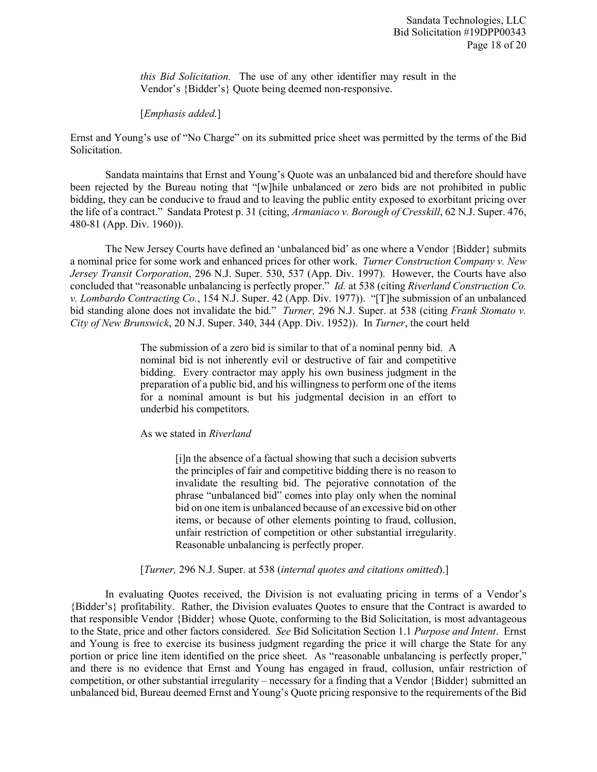> *this Bid Solicitation.* The use of any other identifier may result in the Vendor's {Bidder's} Quote being deemed non-responsive.
>
> [*Emphasis added.*]

Ernst and Young's use of "No Charge" on its submitted price sheet was permitted by the terms of the Bid Solicitation.

Sandata maintains that Ernst and Young's Quote was an unbalanced bid and therefore should have been rejected by the Bureau noting that "[w]hile unbalanced or zero bids are not prohibited in public bidding, they can be conducive to fraud and to leaving the public entity exposed to exorbitant pricing over the life of a contract." Sandata Protest p. 31 (citing, *Armaniaco v. Borough of Cresskill*, 62 N.J. Super. 476, 480-81 (App. Div. 1960)).

The New Jersey Courts have defined an 'unbalanced bid' as one where a Vendor {Bidder} submits a nominal price for some work and enhanced prices for other work. *Turner Construction Company v. New Jersey Transit Corporation*, 296 N.J. Super. 530, 537 (App. Div. 1997). However, the Courts have also concluded that "reasonable unbalancing is perfectly proper." *Id.* at 538 (citing *Riverland Construction Co. v. Lombardo Contracting Co.*, 154 N.J. Super. 42 (App. Div. 1977)). "[T]he submission of an unbalanced bid standing alone does not invalidate the bid." *Turner,* 296 N.J. Super. at 538 (citing *Frank Stomato v. City of New Brunswick*, 20 N.J. Super. 340, 344 (App. Div. 1952)). In *Turner*, the court held

> The submission of a zero bid is similar to that of a nominal penny bid. A nominal bid is not inherently evil or destructive of fair and competitive bidding. Every contractor may apply his own business judgment in the preparation of a public bid, and his willingness to perform one of the items for a nominal amount is but his judgmental decision in an effort to underbid his competitors.
>
> As we stated in *Riverland*
>
> > [i]n the absence of a factual showing that such a decision subverts the principles of fair and competitive bidding there is no reason to invalidate the resulting bid. The pejorative connotation of the phrase "unbalanced bid" comes into play only when the nominal bid on one item is unbalanced because of an excessive bid on other items, or because of other elements pointing to fraud, collusion, unfair restriction of competition or other substantial irregularity. Reasonable unbalancing is perfectly proper.
>
> [*Turner,* 296 N.J. Super. at 538 (*internal quotes and citations omitted*).]

In evaluating Quotes received, the Division is not evaluating pricing in terms of a Vendor's {Bidder's} profitability. Rather, the Division evaluates Quotes to ensure that the Contract is awarded to that responsible Vendor {Bidder} whose Quote, conforming to the Bid Solicitation, is most advantageous to the State, price and other factors considered. *See* Bid Solicitation Section 1.1 *Purpose and Intent*. Ernst and Young is free to exercise its business judgment regarding the price it will charge the State for any portion or price line item identified on the price sheet. As "reasonable unbalancing is perfectly proper," and there is no evidence that Ernst and Young has engaged in fraud, collusion, unfair restriction of competition, or other substantial irregularity – necessary for a finding that a Vendor {Bidder} submitted an unbalanced bid, Bureau deemed Ernst and Young's Quote pricing responsive to the requirements of the Bid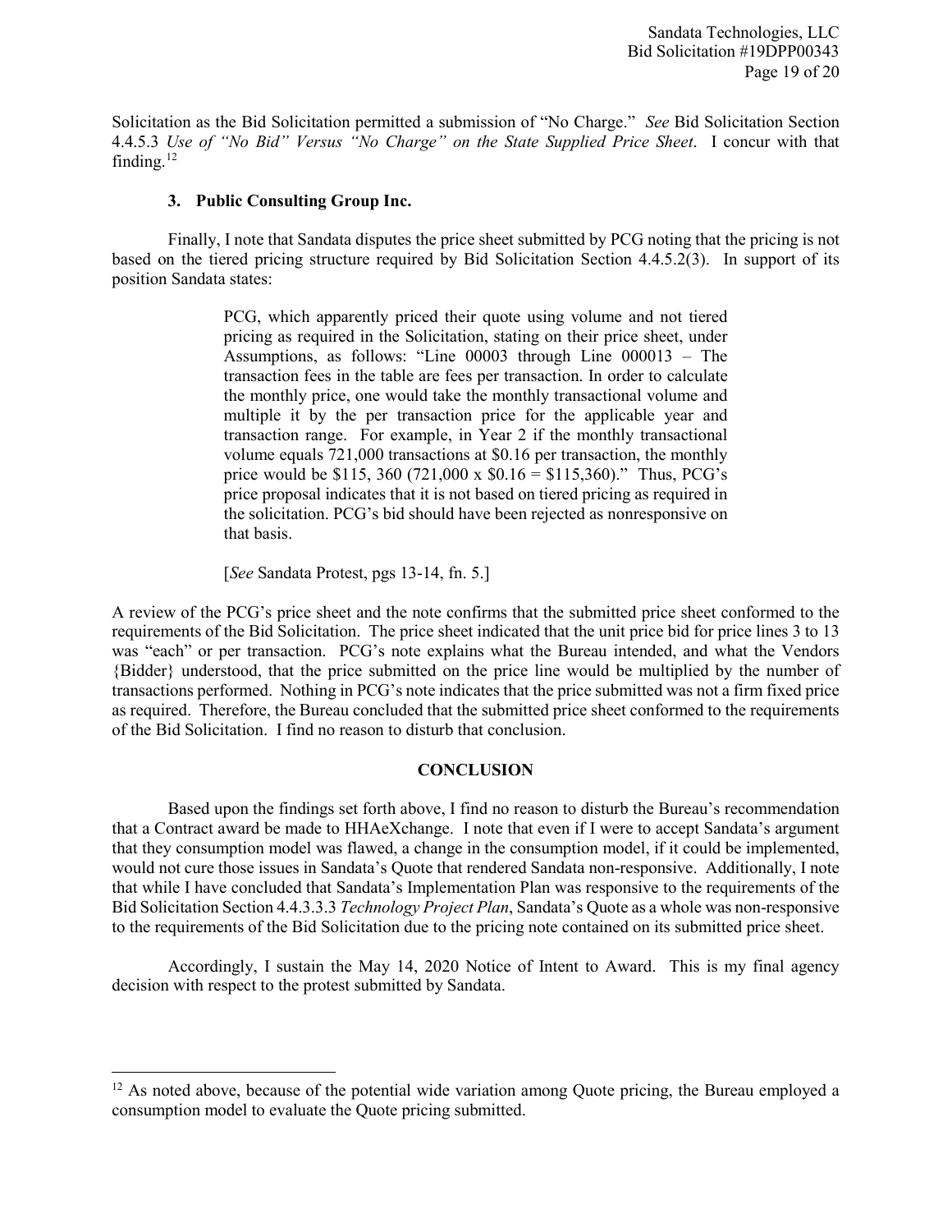Solicitation as the Bid Solicitation permitted a submission of "No Charge." *See* Bid Solicitation Section 4.4.5.3 *Use of "No Bid" Versus "No Charge" on the State Supplied Price Sheet*. I concur with that finding.[12]

### 3. Public Consulting Group Inc.

Finally, I note that Sandata disputes the price sheet submitted by PCG noting that the pricing is not based on the tiered pricing structure required by Bid Solicitation Section 4.4.5.2(3). In support of its position Sandata states:

> PCG, which apparently priced their quote using volume and not tiered pricing as required in the Solicitation, stating on their price sheet, under Assumptions, as follows: "Line 00003 through Line 000013 – The transaction fees in the table are fees per transaction. In order to calculate the monthly price, one would take the monthly transactional volume and multiple it by the per transaction price for the applicable year and transaction range. For example, in Year 2 if the monthly transactional volume equals 721,000 transactions at $0.16 per transaction, the monthly price would be $115, 360 (721,000 x $0.16 = $115,360)." Thus, PCG's price proposal indicates that it is not based on tiered pricing as required in the solicitation. PCG's bid should have been rejected as nonresponsive on that basis.
>
> [*See* Sandata Protest, pgs 13-14, fn. 5.]

A review of the PCG's price sheet and the note confirms that the submitted price sheet conformed to the requirements of the Bid Solicitation. The price sheet indicated that the unit price bid for price lines 3 to 13 was "each" or per transaction. PCG's note explains what the Bureau intended, and what the Vendors {Bidder} understood, that the price submitted on the price line would be multiplied by the number of transactions performed. Nothing in PCG's note indicates that the price submitted was not a firm fixed price as required. Therefore, the Bureau concluded that the submitted price sheet conformed to the requirements of the Bid Solicitation. I find no reason to disturb that conclusion.

## CONCLUSION

Based upon the findings set forth above, I find no reason to disturb the Bureau's recommendation that a Contract award be made to HHAeXchange. I note that even if I were to accept Sandata's argument that they consumption model was flawed, a change in the consumption model, if it could be implemented, would not cure those issues in Sandata's Quote that rendered Sandata non-responsive. Additionally, I note that while I have concluded that Sandata's Implementation Plan was responsive to the requirements of the Bid Solicitation Section 4.4.3.3.3 *Technology Project Plan*, Sandata's Quote as a whole was non-responsive to the requirements of the Bid Solicitation due to the pricing note contained on its submitted price sheet.

Accordingly, I sustain the May 14, 2020 Notice of Intent to Award. This is my final agency decision with respect to the protest submitted by Sandata.

---

[12] As noted above, because of the potential wide variation among Quote pricing, the Bureau employed a consumption model to evaluate the Quote pricing submitted.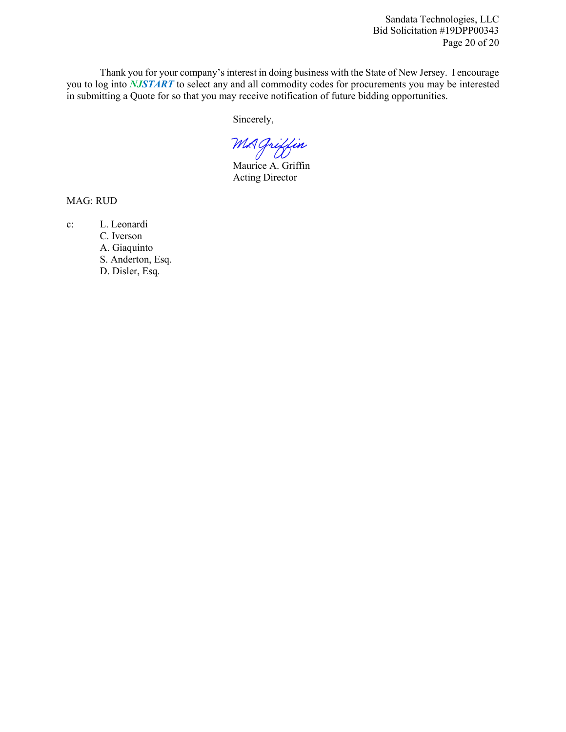Thank you for your company's interest in doing business with the State of New Jersey. I encourage you to log into ***NJSTART*** to select any and all commodity codes for procurements you may be interested in submitting a Quote for so that you may receive notification of future bidding opportunities.

Sincerely,

MA Griffin

Maurice A. Griffin
Acting Director

MAG: RUD

c: L. Leonardi
C. Iverson
A. Giaquinto
S. Anderton, Esq.
D. Disler, Esq.